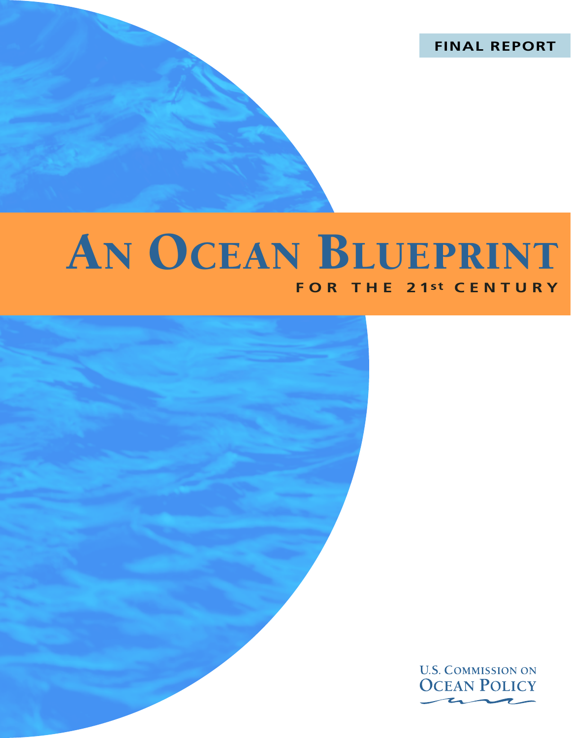FINAL REPORT

# AN OCEAN BLUEPRINT

## FOR THE 21st CENTURY

U.S. COMMISSION ON OCEAN POLICY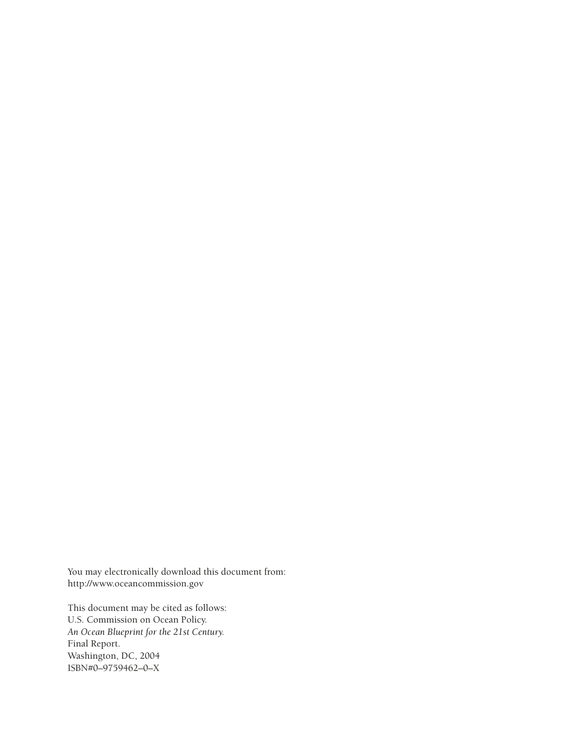You may electronically download this document from:
http://www.oceancommission.gov

This document may be cited as follows:
U.S. Commission on Ocean Policy.
*An Ocean Blueprint for the 21st Century.*
Final Report.
Washington, DC, 2004
ISBN#0–9759462–0–X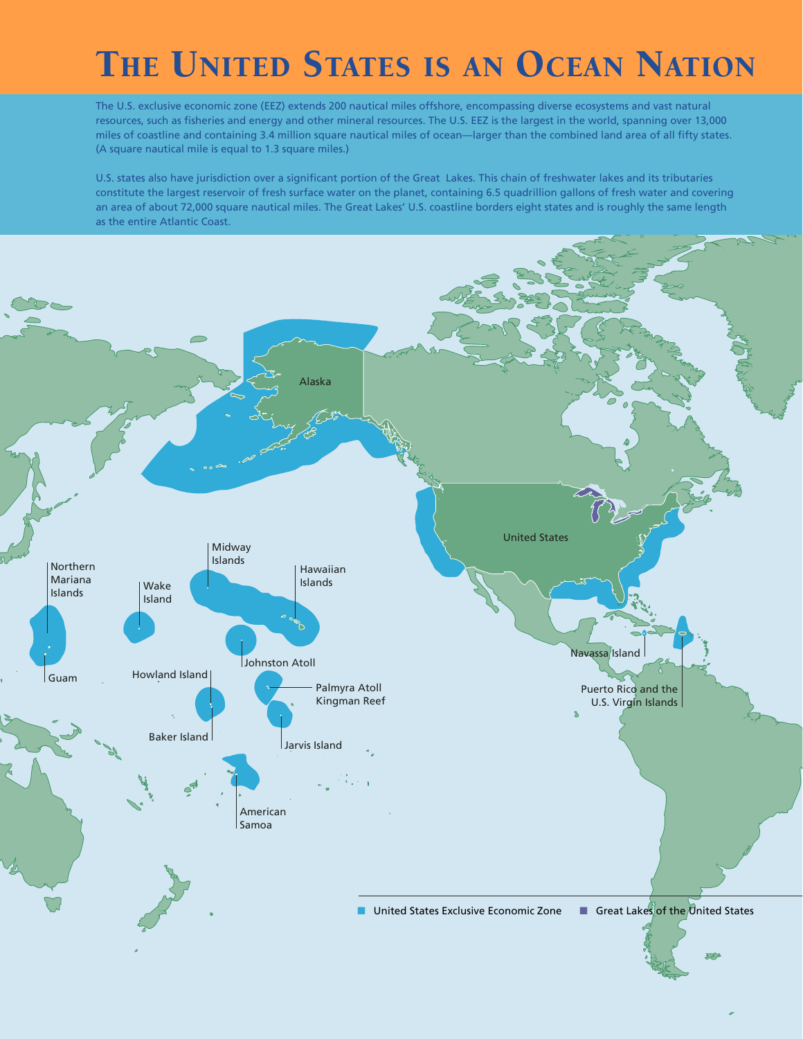# The United States is an Ocean Nation

The U.S. exclusive economic zone (EEZ) extends 200 nautical miles offshore, encompassing diverse ecosystems and vast natural resources, such as fisheries and energy and other mineral resources. The U.S. EEZ is the largest in the world, spanning over 13,000 miles of coastline and containing 3.4 million square nautical miles of ocean—larger than the combined land area of all fifty states. (A square nautical mile is equal to 1.3 square miles.)

U.S. states also have jurisdiction over a significant portion of the Great Lakes. This chain of freshwater lakes and its tributaries constitute the largest reservoir of fresh surface water on the planet, containing 6.5 quadrillion gallons of fresh water and covering an area of about 72,000 square nautical miles. The Great Lakes' U.S. coastline borders eight states and is roughly the same length as the entire Atlantic Coast.

Alaska

United States

Northern Mariana Islands

Guam

Wake Island

Midway Islands

Hawaiian Islands

Johnston Atoll

Howland Island

Baker Island

Palmyra Atoll Kingman Reef

Jarvis Island

American Samoa

Navassa Island

Puerto Rico and the U.S. Virgin Islands

United States Exclusive Economic Zone

Great Lakes of the United States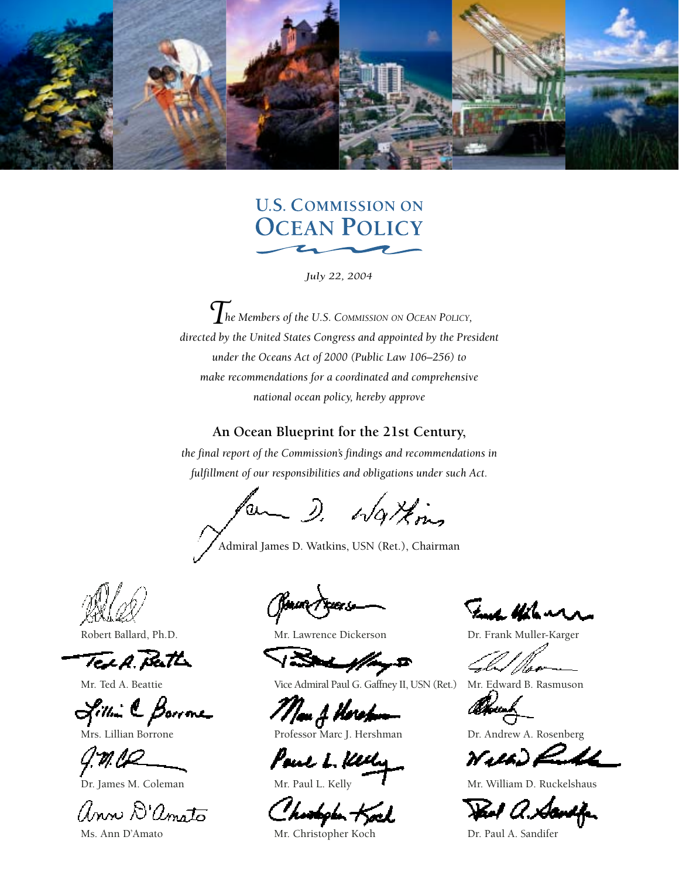# U.S. COMMISSION ON OCEAN POLICY

*July 22, 2004*

*The Members of the U.S. Commission on Ocean Policy, directed by the United States Congress and appointed by the President under the Oceans Act of 2000 (Public Law 106–256) to make recommendations for a coordinated and comprehensive national ocean policy, hereby approve*

**An Ocean Blueprint for the 21st Century,**

*the final report of the Commission's findings and recommendations in fulfillment of our responsibilities and obligations under such Act.*

Admiral James D. Watkins, USN (Ret.), Chairman

Robert Ballard, Ph.D.

Mr. Ted A. Beattie

Mrs. Lillian Borrone

Dr. James M. Coleman

Ms. Ann D'Amato

Mr. Lawrence Dickerson

Vice Admiral Paul G. Gaffney II, USN (Ret.)

Professor Marc J. Hershman

Mr. Paul L. Kelly

Mr. Christopher Koch

Dr. Frank Muller-Karger

Mr. Edward B. Rasmuson

Dr. Andrew A. Rosenberg

Mr. William D. Ruckelshaus

Dr. Paul A. Sandifer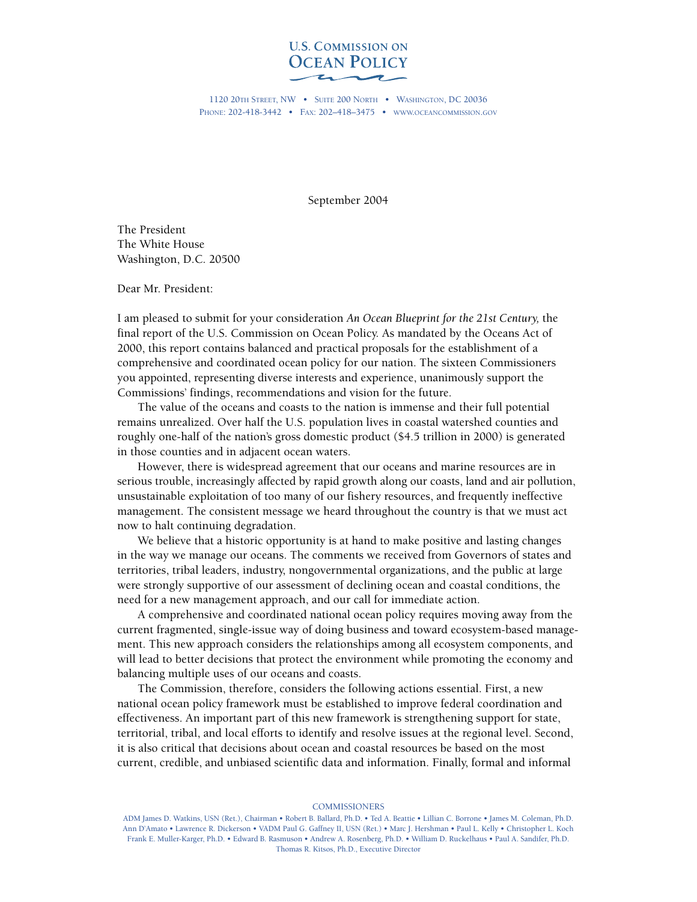# U.S. Commission on Ocean Policy

1120 20th Street, NW • Suite 200 North • Washington, DC 20036
Phone: 202-418-3442 • Fax: 202–418–3475 • www.oceancommission.gov

September 2004

The President
The White House
Washington, D.C. 20500

Dear Mr. President:

I am pleased to submit for your consideration *An Ocean Blueprint for the 21st Century,* the final report of the U.S. Commission on Ocean Policy. As mandated by the Oceans Act of 2000, this report contains balanced and practical proposals for the establishment of a comprehensive and coordinated ocean policy for our nation. The sixteen Commissioners you appointed, representing diverse interests and experience, unanimously support the Commissions' findings, recommendations and vision for the future.

The value of the oceans and coasts to the nation is immense and their full potential remains unrealized. Over half the U.S. population lives in coastal watershed counties and roughly one-half of the nation's gross domestic product ($4.5 trillion in 2000) is generated in those counties and in adjacent ocean waters.

However, there is widespread agreement that our oceans and marine resources are in serious trouble, increasingly affected by rapid growth along our coasts, land and air pollution, unsustainable exploitation of too many of our fishery resources, and frequently ineffective management. The consistent message we heard throughout the country is that we must act now to halt continuing degradation.

We believe that a historic opportunity is at hand to make positive and lasting changes in the way we manage our oceans. The comments we received from Governors of states and territories, tribal leaders, industry, nongovernmental organizations, and the public at large were strongly supportive of our assessment of declining ocean and coastal conditions, the need for a new management approach, and our call for immediate action.

A comprehensive and coordinated national ocean policy requires moving away from the current fragmented, single-issue way of doing business and toward ecosystem-based management. This new approach considers the relationships among all ecosystem components, and will lead to better decisions that protect the environment while promoting the economy and balancing multiple uses of our oceans and coasts.

The Commission, therefore, considers the following actions essential. First, a new national ocean policy framework must be established to improve federal coordination and effectiveness. An important part of this new framework is strengthening support for state, territorial, tribal, and local efforts to identify and resolve issues at the regional level. Second, it is also critical that decisions about ocean and coastal resources be based on the most current, credible, and unbiased scientific data and information. Finally, formal and informal

COMMISSIONERS

ADM James D. Watkins, USN (Ret.), Chairman • Robert B. Ballard, Ph.D. • Ted A. Beattie • Lillian C. Borrone • James M. Coleman, Ph.D.
Ann D'Amato • Lawrence R. Dickerson • VADM Paul G. Gaffney II, USN (Ret.) • Marc J. Hershman • Paul L. Kelly • Christopher L. Koch
Frank E. Muller-Karger, Ph.D. • Edward B. Rasmuson • Andrew A. Rosenberg, Ph.D. • William D. Ruckelhaus • Paul A. Sandifer, Ph.D.
Thomas R. Kitsos, Ph.D., Executive Director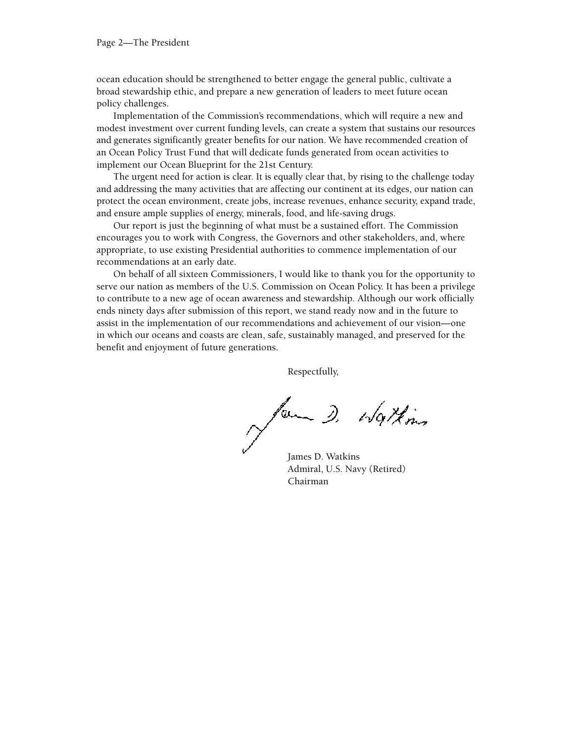ocean education should be strengthened to better engage the general public, cultivate a broad stewardship ethic, and prepare a new generation of leaders to meet future ocean policy challenges.

Implementation of the Commission's recommendations, which will require a new and modest investment over current funding levels, can create a system that sustains our resources and generates significantly greater benefits for our nation. We have recommended creation of an Ocean Policy Trust Fund that will dedicate funds generated from ocean activities to implement our Ocean Blueprint for the 21st Century.

The urgent need for action is clear. It is equally clear that, by rising to the challenge today and addressing the many activities that are affecting our continent at its edges, our nation can protect the ocean environment, create jobs, increase revenues, enhance security, expand trade, and ensure ample supplies of energy, minerals, food, and life-saving drugs.

Our report is just the beginning of what must be a sustained effort. The Commission encourages you to work with Congress, the Governors and other stakeholders, and, where appropriate, to use existing Presidential authorities to commence implementation of our recommendations at an early date.

On behalf of all sixteen Commissioners, I would like to thank you for the opportunity to serve our nation as members of the U.S. Commission on Ocean Policy. It has been a privilege to contribute to a new age of ocean awareness and stewardship. Although our work officially ends ninety days after submission of this report, we stand ready now and in the future to assist in the implementation of our recommendations and achievement of our vision—one in which our oceans and coasts are clean, safe, sustainably managed, and preserved for the benefit and enjoyment of future generations.

Respectfully,

James D. Watkins
Admiral, U.S. Navy (Retired)
Chairman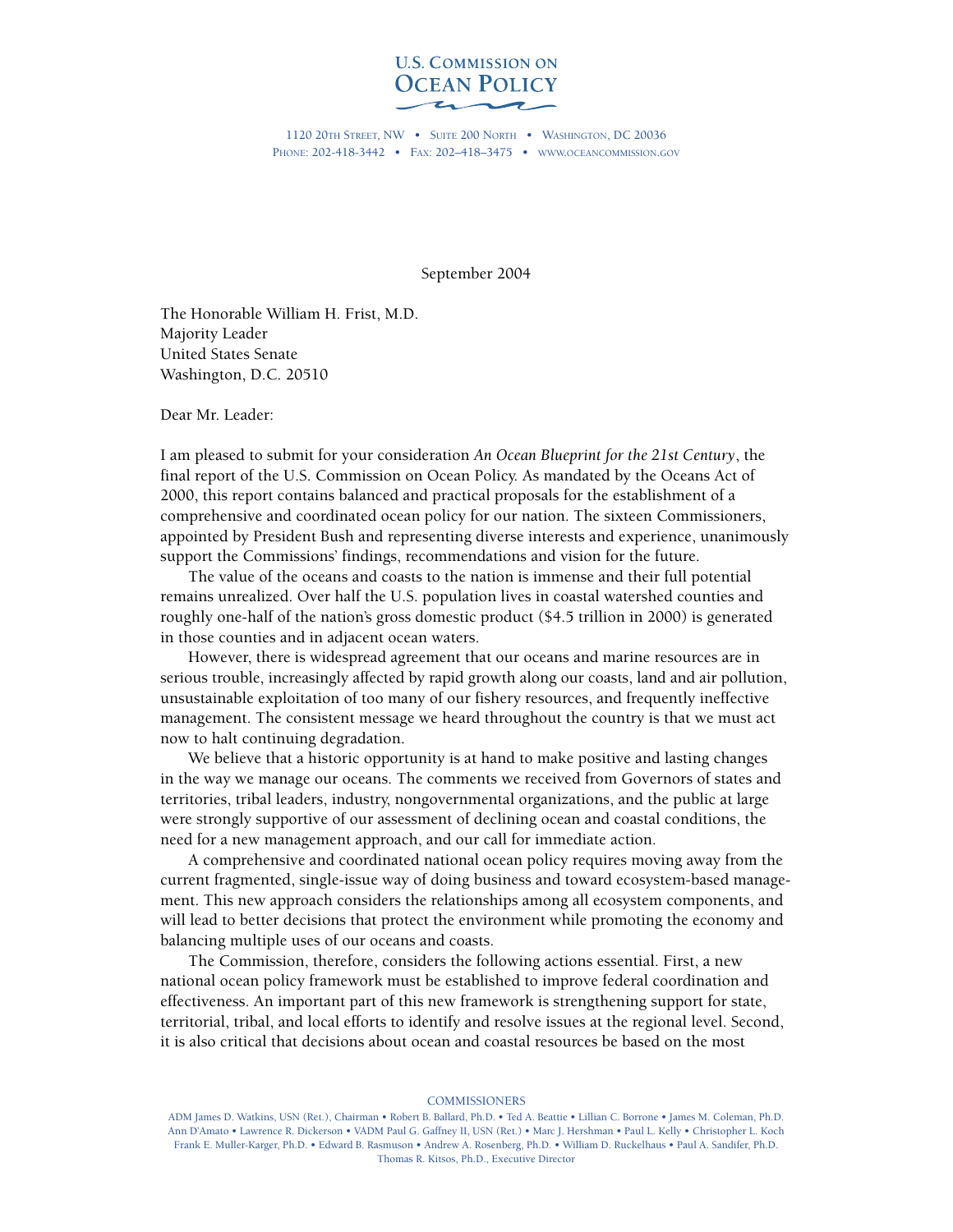**U.S. COMMISSION ON OCEAN POLICY**

1120 20TH STREET, NW • SUITE 200 NORTH • WASHINGTON, DC 20036
PHONE: 202-418-3442 • FAX: 202–418–3475 • WWW.OCEANCOMMISSION.GOV

September 2004

The Honorable William H. Frist, M.D.
Majority Leader
United States Senate
Washington, D.C. 20510

Dear Mr. Leader:

I am pleased to submit for your consideration *An Ocean Blueprint for the 21st Century*, the final report of the U.S. Commission on Ocean Policy. As mandated by the Oceans Act of 2000, this report contains balanced and practical proposals for the establishment of a comprehensive and coordinated ocean policy for our nation. The sixteen Commissioners, appointed by President Bush and representing diverse interests and experience, unanimously support the Commissions' findings, recommendations and vision for the future.

The value of the oceans and coasts to the nation is immense and their full potential remains unrealized. Over half the U.S. population lives in coastal watershed counties and roughly one-half of the nation's gross domestic product ($4.5 trillion in 2000) is generated in those counties and in adjacent ocean waters.

However, there is widespread agreement that our oceans and marine resources are in serious trouble, increasingly affected by rapid growth along our coasts, land and air pollution, unsustainable exploitation of too many of our fishery resources, and frequently ineffective management. The consistent message we heard throughout the country is that we must act now to halt continuing degradation.

We believe that a historic opportunity is at hand to make positive and lasting changes in the way we manage our oceans. The comments we received from Governors of states and territories, tribal leaders, industry, nongovernmental organizations, and the public at large were strongly supportive of our assessment of declining ocean and coastal conditions, the need for a new management approach, and our call for immediate action.

A comprehensive and coordinated national ocean policy requires moving away from the current fragmented, single-issue way of doing business and toward ecosystem-based management. This new approach considers the relationships among all ecosystem components, and will lead to better decisions that protect the environment while promoting the economy and balancing multiple uses of our oceans and coasts.

The Commission, therefore, considers the following actions essential. First, a new national ocean policy framework must be established to improve federal coordination and effectiveness. An important part of this new framework is strengthening support for state, territorial, tribal, and local efforts to identify and resolve issues at the regional level. Second, it is also critical that decisions about ocean and coastal resources be based on the most

COMMISSIONERS

ADM James D. Watkins, USN (Ret.), Chairman • Robert B. Ballard, Ph.D. • Ted A. Beattie • Lillian C. Borrone • James M. Coleman, Ph.D. Ann D'Amato • Lawrence R. Dickerson • VADM Paul G. Gaffney II, USN (Ret.) • Marc J. Hershman • Paul L. Kelly • Christopher L. Koch Frank E. Muller-Karger, Ph.D. • Edward B. Rasmuson • Andrew A. Rosenberg, Ph.D. • William D. Ruckelhaus • Paul A. Sandifer, Ph.D. Thomas R. Kitsos, Ph.D., Executive Director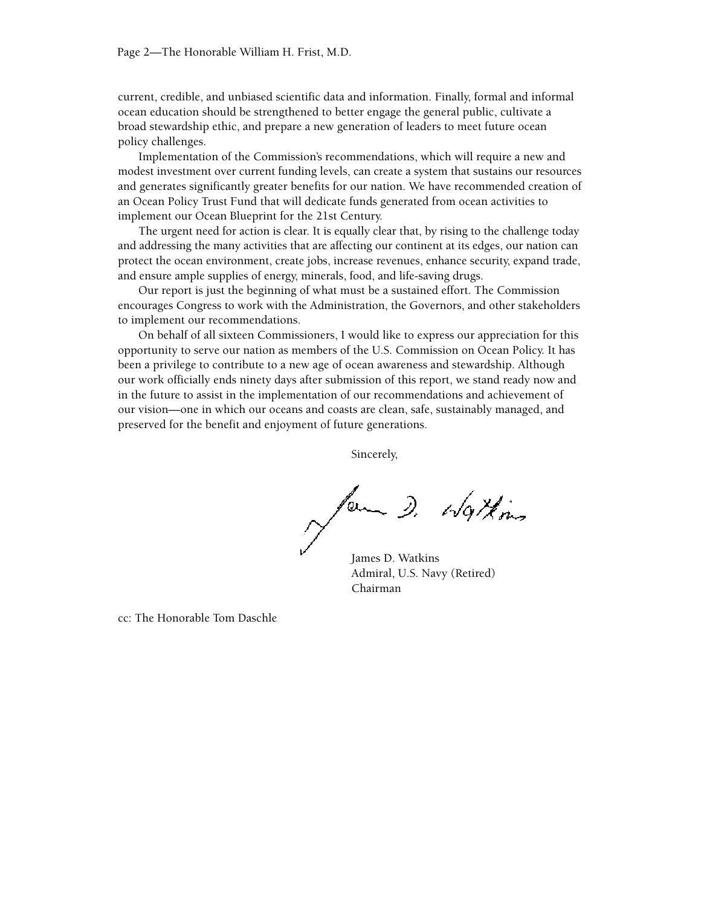current, credible, and unbiased scientific data and information. Finally, formal and informal ocean education should be strengthened to better engage the general public, cultivate a broad stewardship ethic, and prepare a new generation of leaders to meet future ocean policy challenges.

Implementation of the Commission's recommendations, which will require a new and modest investment over current funding levels, can create a system that sustains our resources and generates significantly greater benefits for our nation. We have recommended creation of an Ocean Policy Trust Fund that will dedicate funds generated from ocean activities to implement our Ocean Blueprint for the 21st Century.

The urgent need for action is clear. It is equally clear that, by rising to the challenge today and addressing the many activities that are affecting our continent at its edges, our nation can protect the ocean environment, create jobs, increase revenues, enhance security, expand trade, and ensure ample supplies of energy, minerals, food, and life-saving drugs.

Our report is just the beginning of what must be a sustained effort. The Commission encourages Congress to work with the Administration, the Governors, and other stakeholders to implement our recommendations.

On behalf of all sixteen Commissioners, I would like to express our appreciation for this opportunity to serve our nation as members of the U.S. Commission on Ocean Policy. It has been a privilege to contribute to a new age of ocean awareness and stewardship. Although our work officially ends ninety days after submission of this report, we stand ready now and in the future to assist in the implementation of our recommendations and achievement of our vision—one in which our oceans and coasts are clean, safe, sustainably managed, and preserved for the benefit and enjoyment of future generations.

Sincerely,

James D. Watkins
Admiral, U.S. Navy (Retired)
Chairman

cc: The Honorable Tom Daschle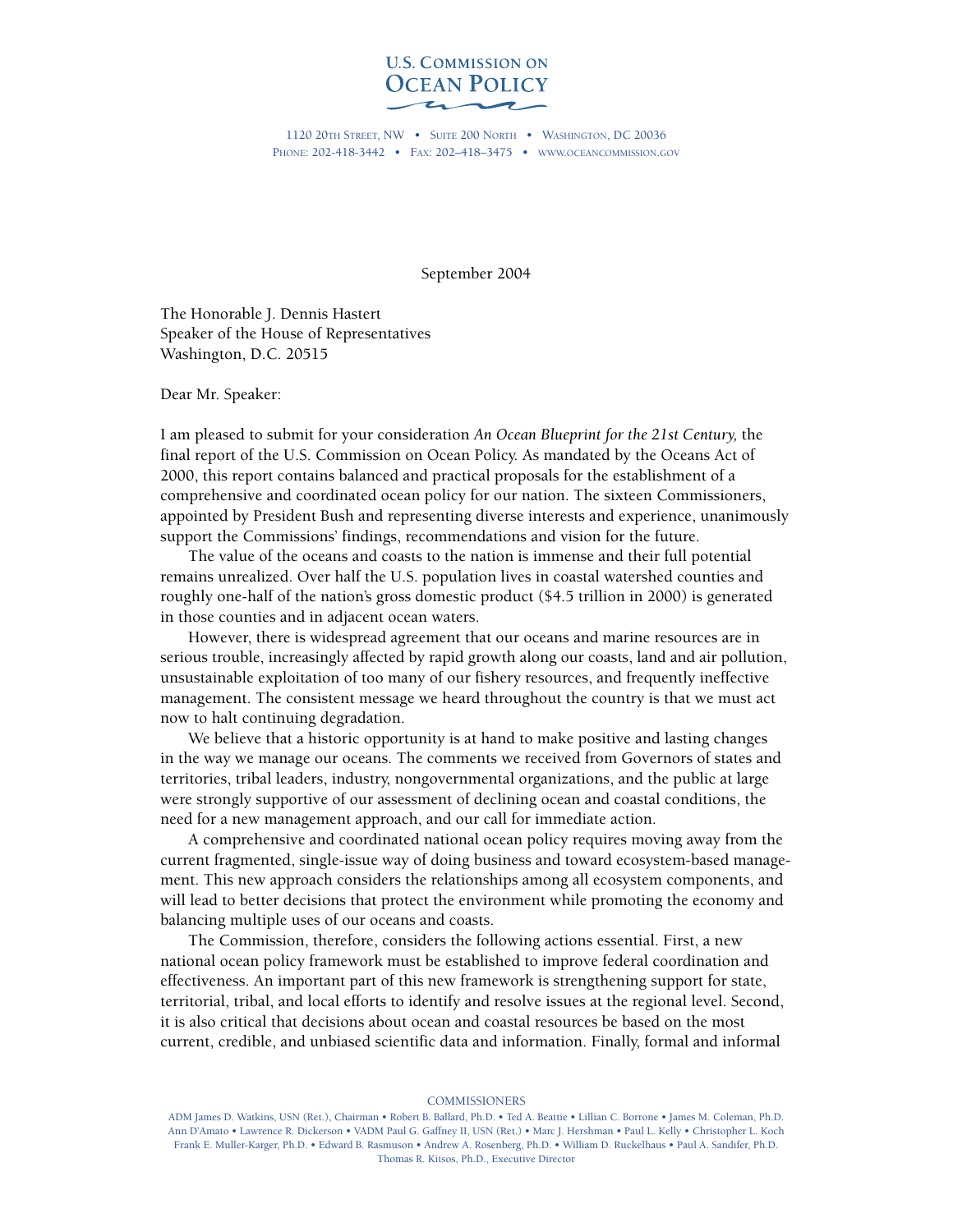# U.S. Commission on Ocean Policy

1120 20th Street, NW • Suite 200 North • Washington, DC 20036
Phone: 202-418-3442 • Fax: 202–418–3475 • www.oceancommission.gov

September 2004

The Honorable J. Dennis Hastert
Speaker of the House of Representatives
Washington, D.C. 20515

Dear Mr. Speaker:

I am pleased to submit for your consideration *An Ocean Blueprint for the 21st Century,* the final report of the U.S. Commission on Ocean Policy. As mandated by the Oceans Act of 2000, this report contains balanced and practical proposals for the establishment of a comprehensive and coordinated ocean policy for our nation. The sixteen Commissioners, appointed by President Bush and representing diverse interests and experience, unanimously support the Commissions' findings, recommendations and vision for the future.

The value of the oceans and coasts to the nation is immense and their full potential remains unrealized. Over half the U.S. population lives in coastal watershed counties and roughly one-half of the nation's gross domestic product ($4.5 trillion in 2000) is generated in those counties and in adjacent ocean waters.

However, there is widespread agreement that our oceans and marine resources are in serious trouble, increasingly affected by rapid growth along our coasts, land and air pollution, unsustainable exploitation of too many of our fishery resources, and frequently ineffective management. The consistent message we heard throughout the country is that we must act now to halt continuing degradation.

We believe that a historic opportunity is at hand to make positive and lasting changes in the way we manage our oceans. The comments we received from Governors of states and territories, tribal leaders, industry, nongovernmental organizations, and the public at large were strongly supportive of our assessment of declining ocean and coastal conditions, the need for a new management approach, and our call for immediate action.

A comprehensive and coordinated national ocean policy requires moving away from the current fragmented, single-issue way of doing business and toward ecosystem-based management. This new approach considers the relationships among all ecosystem components, and will lead to better decisions that protect the environment while promoting the economy and balancing multiple uses of our oceans and coasts.

The Commission, therefore, considers the following actions essential. First, a new national ocean policy framework must be established to improve federal coordination and effectiveness. An important part of this new framework is strengthening support for state, territorial, tribal, and local efforts to identify and resolve issues at the regional level. Second, it is also critical that decisions about ocean and coastal resources be based on the most current, credible, and unbiased scientific data and information. Finally, formal and informal

COMMISSIONERS

ADM James D. Watkins, USN (Ret.), Chairman • Robert B. Ballard, Ph.D. • Ted A. Beattie • Lillian C. Borrone • James M. Coleman, Ph.D. Ann D'Amato • Lawrence R. Dickerson • VADM Paul G. Gaffney II, USN (Ret.) • Marc J. Hershman • Paul L. Kelly • Christopher L. Koch Frank E. Muller-Karger, Ph.D. • Edward B. Rasmuson • Andrew A. Rosenberg, Ph.D. • William D. Ruckelhaus • Paul A. Sandifer, Ph.D. Thomas R. Kitsos, Ph.D., Executive Director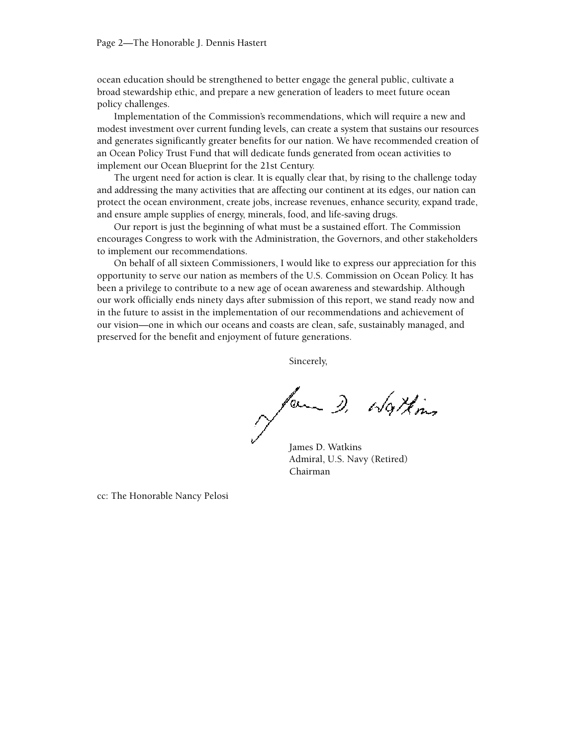ocean education should be strengthened to better engage the general public, cultivate a broad stewardship ethic, and prepare a new generation of leaders to meet future ocean policy challenges.

Implementation of the Commission's recommendations, which will require a new and modest investment over current funding levels, can create a system that sustains our resources and generates significantly greater benefits for our nation. We have recommended creation of an Ocean Policy Trust Fund that will dedicate funds generated from ocean activities to implement our Ocean Blueprint for the 21st Century.

The urgent need for action is clear. It is equally clear that, by rising to the challenge today and addressing the many activities that are affecting our continent at its edges, our nation can protect the ocean environment, create jobs, increase revenues, enhance security, expand trade, and ensure ample supplies of energy, minerals, food, and life-saving drugs.

Our report is just the beginning of what must be a sustained effort. The Commission encourages Congress to work with the Administration, the Governors, and other stakeholders to implement our recommendations.

On behalf of all sixteen Commissioners, I would like to express our appreciation for this opportunity to serve our nation as members of the U.S. Commission on Ocean Policy. It has been a privilege to contribute to a new age of ocean awareness and stewardship. Although our work officially ends ninety days after submission of this report, we stand ready now and in the future to assist in the implementation of our recommendations and achievement of our vision—one in which our oceans and coasts are clean, safe, sustainably managed, and preserved for the benefit and enjoyment of future generations.

Sincerely,

James D. Watkins
Admiral, U.S. Navy (Retired)
Chairman

cc: The Honorable Nancy Pelosi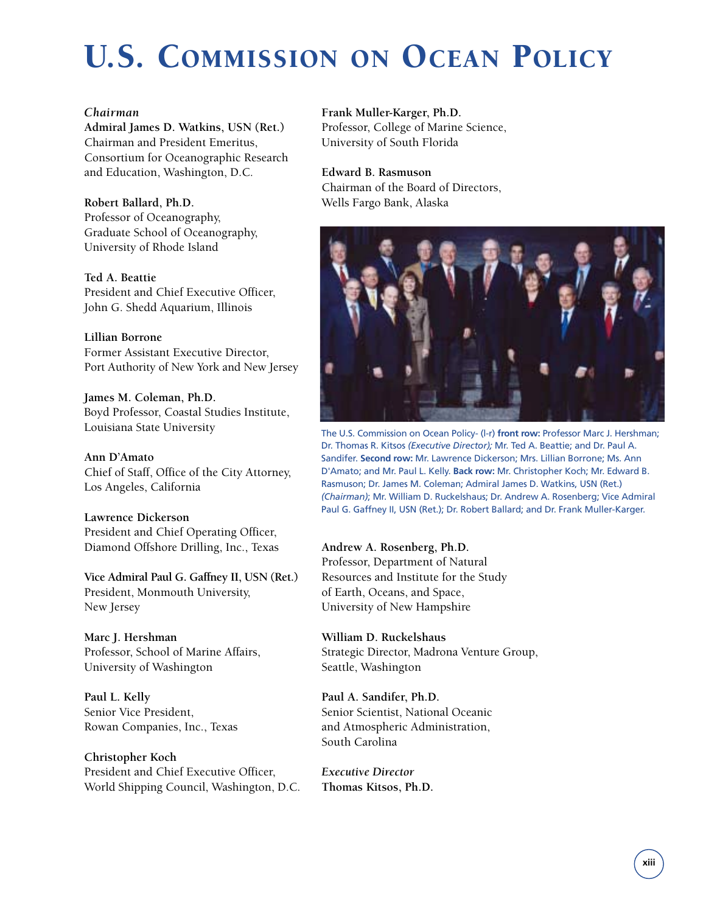# U.S. Commission on Ocean Policy

*Chairman*
**Admiral James D. Watkins, USN (Ret.)**
Chairman and President Emeritus,
Consortium for Oceanographic Research and Education, Washington, D.C.

**Robert Ballard, Ph.D.**
Professor of Oceanography,
Graduate School of Oceanography,
University of Rhode Island

**Ted A. Beattie**
President and Chief Executive Officer,
John G. Shedd Aquarium, Illinois

**Lillian Borrone**
Former Assistant Executive Director,
Port Authority of New York and New Jersey

**James M. Coleman, Ph.D.**
Boyd Professor, Coastal Studies Institute,
Louisiana State University

**Ann D'Amato**
Chief of Staff, Office of the City Attorney,
Los Angeles, California

**Lawrence Dickerson**
President and Chief Operating Officer,
Diamond Offshore Drilling, Inc., Texas

**Vice Admiral Paul G. Gaffney II, USN (Ret.)**
President, Monmouth University,
New Jersey

**Marc J. Hershman**
Professor, School of Marine Affairs,
University of Washington

**Paul L. Kelly**
Senior Vice President,
Rowan Companies, Inc., Texas

**Christopher Koch**
President and Chief Executive Officer,
World Shipping Council, Washington, D.C.

**Frank Muller-Karger, Ph.D.**
Professor, College of Marine Science,
University of South Florida

**Edward B. Rasmuson**
Chairman of the Board of Directors,
Wells Fargo Bank, Alaska

The U.S. Commission on Ocean Policy- (l-r) **front row:** Professor Marc J. Hershman; Dr. Thomas R. Kitsos *(Executive Director);* Mr. Ted A. Beattie; and Dr. Paul A. Sandifer. **Second row:** Mr. Lawrence Dickerson; Mrs. Lillian Borrone; Ms. Ann D'Amato; and Mr. Paul L. Kelly. **Back row:** Mr. Christopher Koch; Mr. Edward B. Rasmuson; Dr. James M. Coleman; Admiral James D. Watkins, USN (Ret.) *(Chairman)*; Mr. William D. Ruckelshaus; Dr. Andrew A. Rosenberg; Vice Admiral Paul G. Gaffney II, USN (Ret.); Dr. Robert Ballard; and Dr. Frank Muller-Karger.

**Andrew A. Rosenberg, Ph.D.**
Professor, Department of Natural Resources and Institute for the Study of Earth, Oceans, and Space,
University of New Hampshire

**William D. Ruckelshaus**
Strategic Director, Madrona Venture Group,
Seattle, Washington

**Paul A. Sandifer, Ph.D.**
Senior Scientist, National Oceanic and Atmospheric Administration,
South Carolina

*Executive Director*
**Thomas Kitsos, Ph.D.**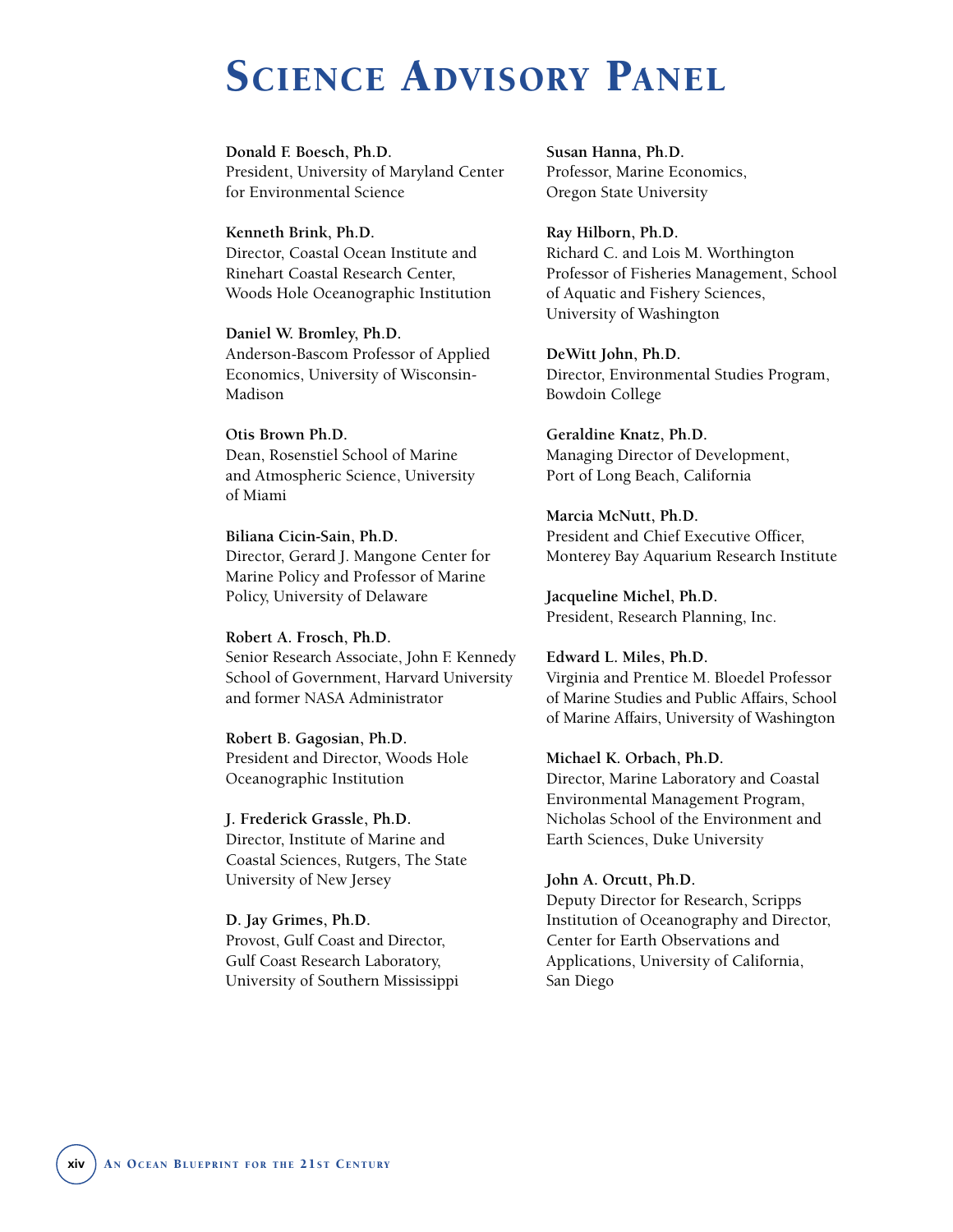# Science Advisory Panel

**Donald F. Boesch, Ph.D.**
President, University of Maryland Center for Environmental Science

**Kenneth Brink, Ph.D.**
Director, Coastal Ocean Institute and Rinehart Coastal Research Center, Woods Hole Oceanographic Institution

**Daniel W. Bromley, Ph.D.**
Anderson-Bascom Professor of Applied Economics, University of Wisconsin-Madison

**Otis Brown Ph.D.**
Dean, Rosenstiel School of Marine and Atmospheric Science, University of Miami

**Biliana Cicin-Sain, Ph.D.**
Director, Gerard J. Mangone Center for Marine Policy and Professor of Marine Policy, University of Delaware

**Robert A. Frosch, Ph.D.**
Senior Research Associate, John F. Kennedy School of Government, Harvard University and former NASA Administrator

**Robert B. Gagosian, Ph.D.**
President and Director, Woods Hole Oceanographic Institution

**J. Frederick Grassle, Ph.D.**
Director, Institute of Marine and Coastal Sciences, Rutgers, The State University of New Jersey

**D. Jay Grimes, Ph.D.**
Provost, Gulf Coast and Director, Gulf Coast Research Laboratory, University of Southern Mississippi

**Susan Hanna, Ph.D.**
Professor, Marine Economics, Oregon State University

**Ray Hilborn, Ph.D.**
Richard C. and Lois M. Worthington Professor of Fisheries Management, School of Aquatic and Fishery Sciences, University of Washington

**DeWitt John, Ph.D.**
Director, Environmental Studies Program, Bowdoin College

**Geraldine Knatz, Ph.D.**
Managing Director of Development, Port of Long Beach, California

**Marcia McNutt, Ph.D.**
President and Chief Executive Officer, Monterey Bay Aquarium Research Institute

**Jacqueline Michel, Ph.D.**
President, Research Planning, Inc.

**Edward L. Miles, Ph.D.**
Virginia and Prentice M. Bloedel Professor of Marine Studies and Public Affairs, School of Marine Affairs, University of Washington

**Michael K. Orbach, Ph.D.**
Director, Marine Laboratory and Coastal Environmental Management Program, Nicholas School of the Environment and Earth Sciences, Duke University

**John A. Orcutt, Ph.D.**
Deputy Director for Research, Scripps Institution of Oceanography and Director, Center for Earth Observations and Applications, University of California, San Diego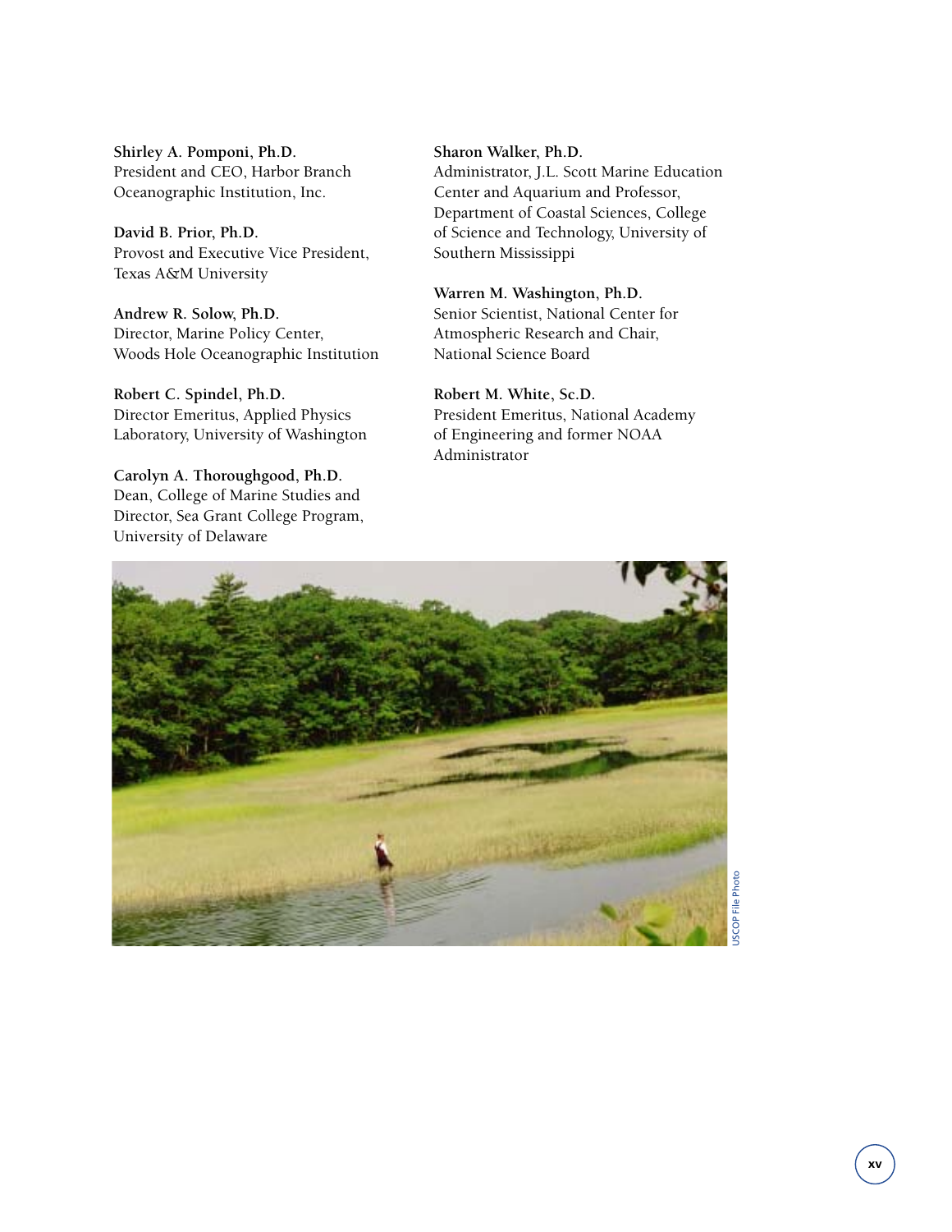**Shirley A. Pomponi, Ph.D.**
President and CEO, Harbor Branch Oceanographic Institution, Inc.

**David B. Prior, Ph.D.**
Provost and Executive Vice President, Texas A&M University

**Andrew R. Solow, Ph.D.**
Director, Marine Policy Center, Woods Hole Oceanographic Institution

**Robert C. Spindel, Ph.D.**
Director Emeritus, Applied Physics Laboratory, University of Washington

**Carolyn A. Thoroughgood, Ph.D.**
Dean, College of Marine Studies and Director, Sea Grant College Program, University of Delaware

**Sharon Walker, Ph.D.**
Administrator, J.L. Scott Marine Education Center and Aquarium and Professor, Department of Coastal Sciences, College of Science and Technology, University of Southern Mississippi

**Warren M. Washington, Ph.D.**
Senior Scientist, National Center for Atmospheric Research and Chair, National Science Board

**Robert M. White, Sc.D.**
President Emeritus, National Academy of Engineering and former NOAA Administrator

USCOP File Photo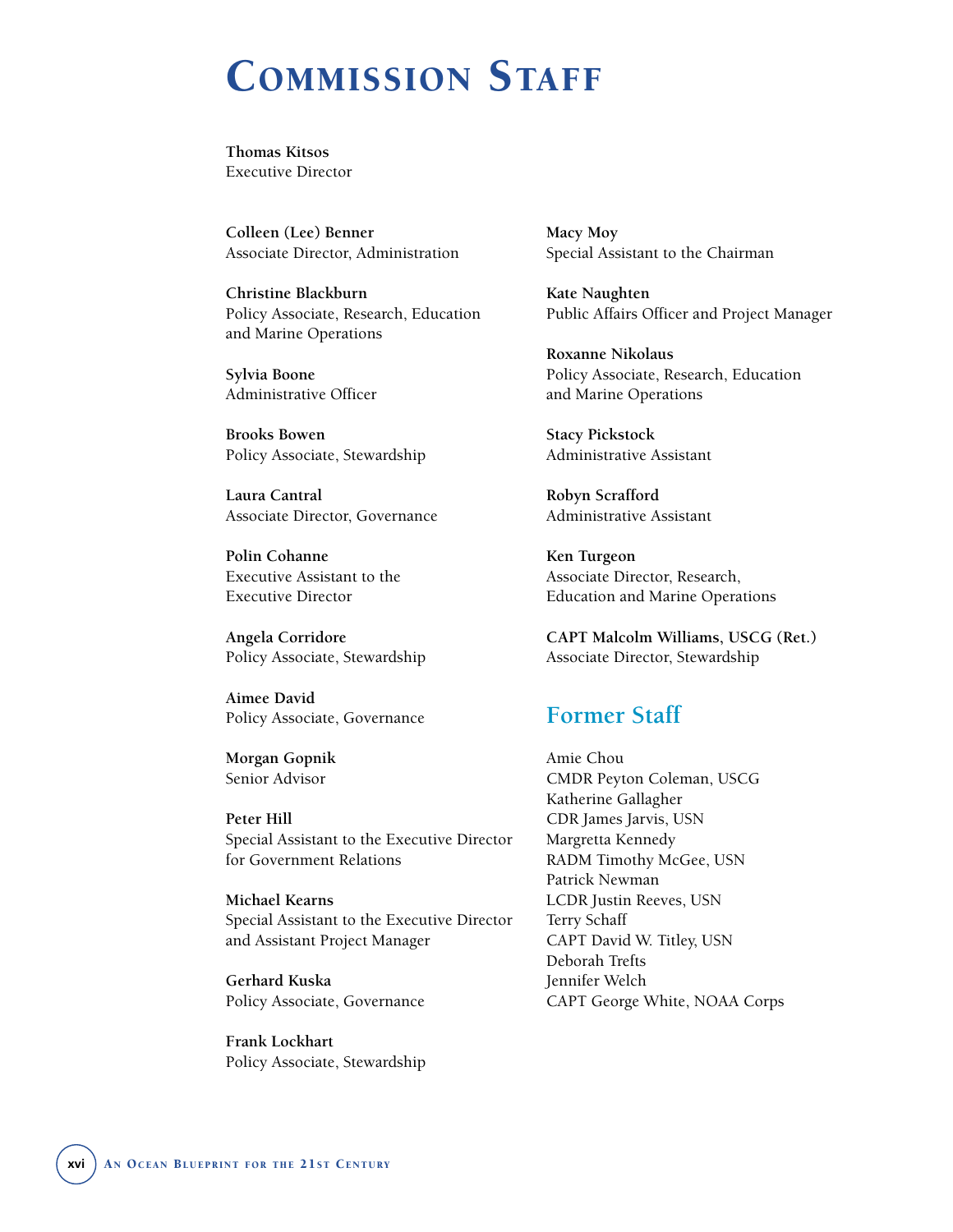# Commission Staff

**Thomas Kitsos**
Executive Director

**Colleen (Lee) Benner**
Associate Director, Administration

**Christine Blackburn**
Policy Associate, Research, Education and Marine Operations

**Sylvia Boone**
Administrative Officer

**Brooks Bowen**
Policy Associate, Stewardship

**Laura Cantral**
Associate Director, Governance

**Polin Cohanne**
Executive Assistant to the Executive Director

**Angela Corridore**
Policy Associate, Stewardship

**Aimee David**
Policy Associate, Governance

**Morgan Gopnik**
Senior Advisor

**Peter Hill**
Special Assistant to the Executive Director for Government Relations

**Michael Kearns**
Special Assistant to the Executive Director and Assistant Project Manager

**Gerhard Kuska**
Policy Associate, Governance

**Frank Lockhart**
Policy Associate, Stewardship

**Macy Moy**
Special Assistant to the Chairman

**Kate Naughten**
Public Affairs Officer and Project Manager

**Roxanne Nikolaus**
Policy Associate, Research, Education and Marine Operations

**Stacy Pickstock**
Administrative Assistant

**Robyn Scrafford**
Administrative Assistant

**Ken Turgeon**
Associate Director, Research, Education and Marine Operations

**CAPT Malcolm Williams, USCG (Ret.)**
Associate Director, Stewardship

## Former Staff

Amie Chou
CMDR Peyton Coleman, USCG
Katherine Gallagher
CDR James Jarvis, USN
Margretta Kennedy
RADM Timothy McGee, USN
Patrick Newman
LCDR Justin Reeves, USN
Terry Schaff
CAPT David W. Titley, USN
Deborah Trefts
Jennifer Welch
CAPT George White, NOAA Corps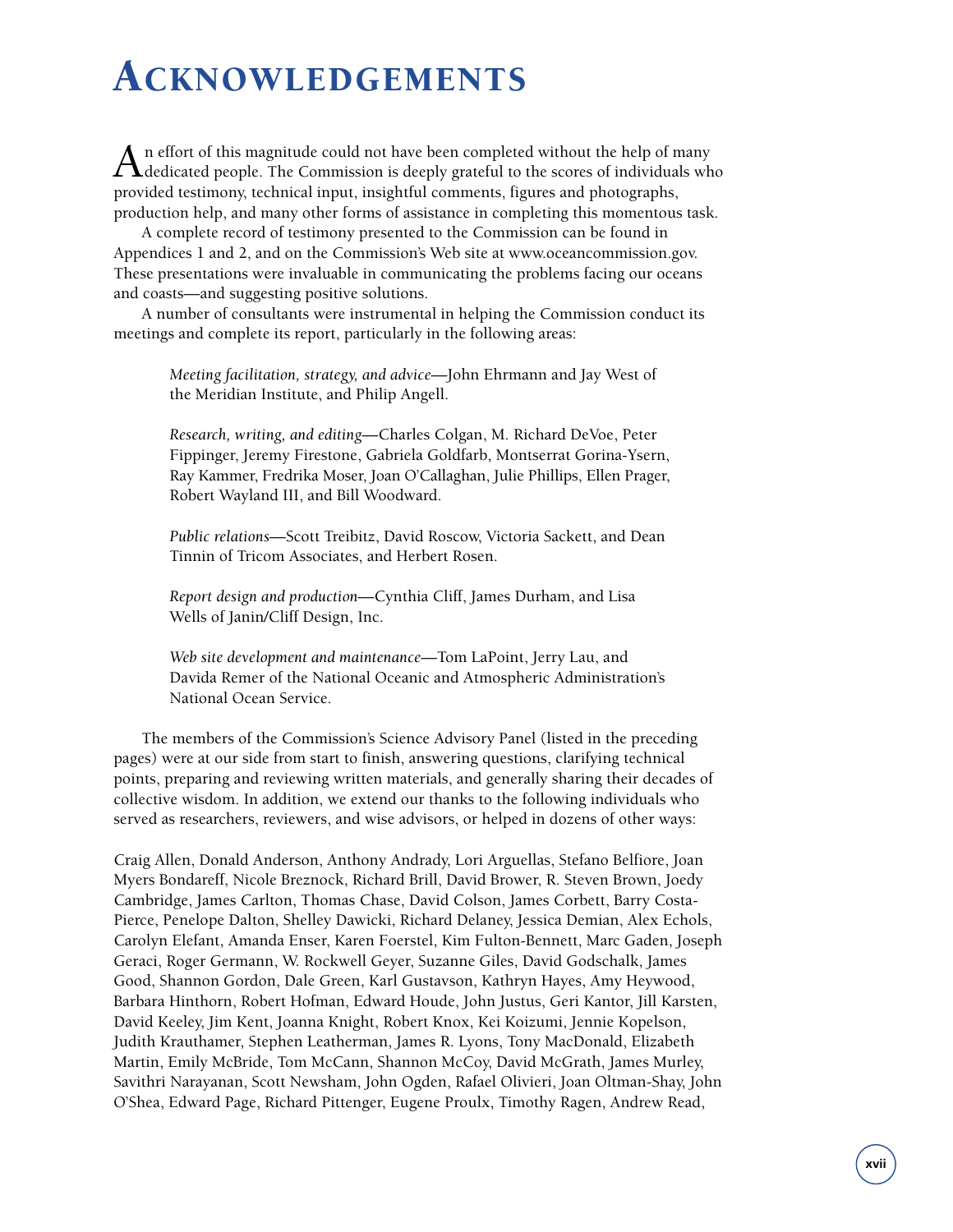# ACKNOWLEDGEMENTS

An effort of this magnitude could not have been completed without the help of many dedicated people. The Commission is deeply grateful to the scores of individuals who provided testimony, technical input, insightful comments, figures and photographs, production help, and many other forms of assistance in completing this momentous task.

A complete record of testimony presented to the Commission can be found in Appendices 1 and 2, and on the Commission's Web site at www.oceancommission.gov. These presentations were invaluable in communicating the problems facing our oceans and coasts—and suggesting positive solutions.

A number of consultants were instrumental in helping the Commission conduct its meetings and complete its report, particularly in the following areas:

*Meeting facilitation, strategy, and advice*—John Ehrmann and Jay West of the Meridian Institute, and Philip Angell.

*Research, writing, and editing*—Charles Colgan, M. Richard DeVoe, Peter Fippinger, Jeremy Firestone, Gabriela Goldfarb, Montserrat Gorina-Ysern, Ray Kammer, Fredrika Moser, Joan O'Callaghan, Julie Phillips, Ellen Prager, Robert Wayland III, and Bill Woodward.

*Public relations*—Scott Treibitz, David Roscow, Victoria Sackett, and Dean Tinnin of Tricom Associates, and Herbert Rosen.

*Report design and production*—Cynthia Cliff, James Durham, and Lisa Wells of Janin/Cliff Design, Inc.

*Web site development and maintenance*—Tom LaPoint, Jerry Lau, and Davida Remer of the National Oceanic and Atmospheric Administration's National Ocean Service.

The members of the Commission's Science Advisory Panel (listed in the preceding pages) were at our side from start to finish, answering questions, clarifying technical points, preparing and reviewing written materials, and generally sharing their decades of collective wisdom. In addition, we extend our thanks to the following individuals who served as researchers, reviewers, and wise advisors, or helped in dozens of other ways:

Craig Allen, Donald Anderson, Anthony Andrady, Lori Arguellas, Stefano Belfiore, Joan Myers Bondareff, Nicole Breznock, Richard Brill, David Brower, R. Steven Brown, Joedy Cambridge, James Carlton, Thomas Chase, David Colson, James Corbett, Barry Costa-Pierce, Penelope Dalton, Shelley Dawicki, Richard Delaney, Jessica Demian, Alex Echols, Carolyn Elefant, Amanda Enser, Karen Foerstel, Kim Fulton-Bennett, Marc Gaden, Joseph Geraci, Roger Germann, W. Rockwell Geyer, Suzanne Giles, David Godschalk, James Good, Shannon Gordon, Dale Green, Karl Gustavson, Kathryn Hayes, Amy Heywood, Barbara Hinthorn, Robert Hofman, Edward Houde, John Justus, Geri Kantor, Jill Karsten, David Keeley, Jim Kent, Joanna Knight, Robert Knox, Kei Koizumi, Jennie Kopelson, Judith Krauthamer, Stephen Leatherman, James R. Lyons, Tony MacDonald, Elizabeth Martin, Emily McBride, Tom McCann, Shannon McCoy, David McGrath, James Murley, Savithri Narayanan, Scott Newsham, John Ogden, Rafael Olivieri, Joan Oltman-Shay, John O'Shea, Edward Page, Richard Pittenger, Eugene Proulx, Timothy Ragen, Andrew Read,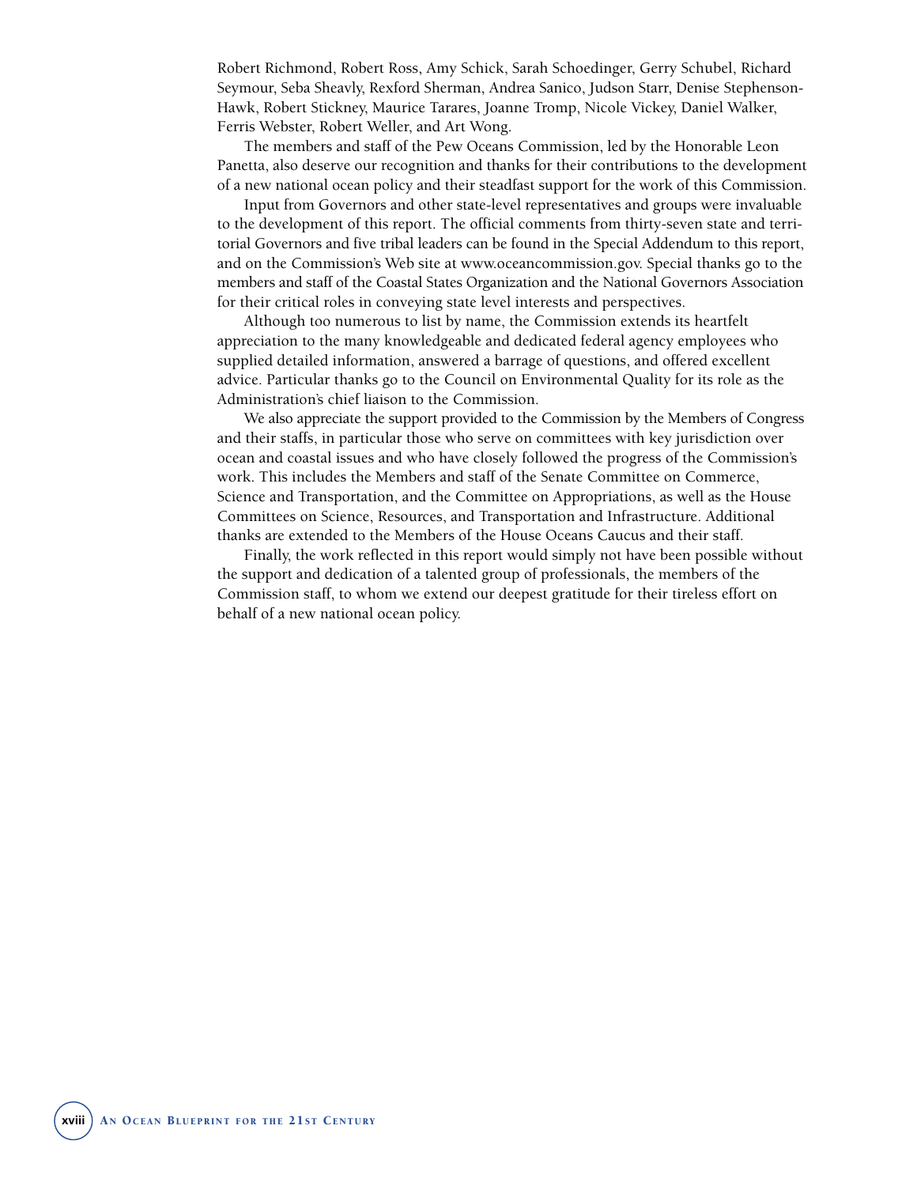Robert Richmond, Robert Ross, Amy Schick, Sarah Schoedinger, Gerry Schubel, Richard Seymour, Seba Sheavly, Rexford Sherman, Andrea Sanico, Judson Starr, Denise Stephenson-Hawk, Robert Stickney, Maurice Tarares, Joanne Tromp, Nicole Vickey, Daniel Walker, Ferris Webster, Robert Weller, and Art Wong.

The members and staff of the Pew Oceans Commission, led by the Honorable Leon Panetta, also deserve our recognition and thanks for their contributions to the development of a new national ocean policy and their steadfast support for the work of this Commission.

Input from Governors and other state-level representatives and groups were invaluable to the development of this report. The official comments from thirty-seven state and territorial Governors and five tribal leaders can be found in the Special Addendum to this report, and on the Commission's Web site at www.oceancommission.gov. Special thanks go to the members and staff of the Coastal States Organization and the National Governors Association for their critical roles in conveying state level interests and perspectives.

Although too numerous to list by name, the Commission extends its heartfelt appreciation to the many knowledgeable and dedicated federal agency employees who supplied detailed information, answered a barrage of questions, and offered excellent advice. Particular thanks go to the Council on Environmental Quality for its role as the Administration's chief liaison to the Commission.

We also appreciate the support provided to the Commission by the Members of Congress and their staffs, in particular those who serve on committees with key jurisdiction over ocean and coastal issues and who have closely followed the progress of the Commission's work. This includes the Members and staff of the Senate Committee on Commerce, Science and Transportation, and the Committee on Appropriations, as well as the House Committees on Science, Resources, and Transportation and Infrastructure. Additional thanks are extended to the Members of the House Oceans Caucus and their staff.

Finally, the work reflected in this report would simply not have been possible without the support and dedication of a talented group of professionals, the members of the Commission staff, to whom we extend our deepest gratitude for their tireless effort on behalf of a new national ocean policy.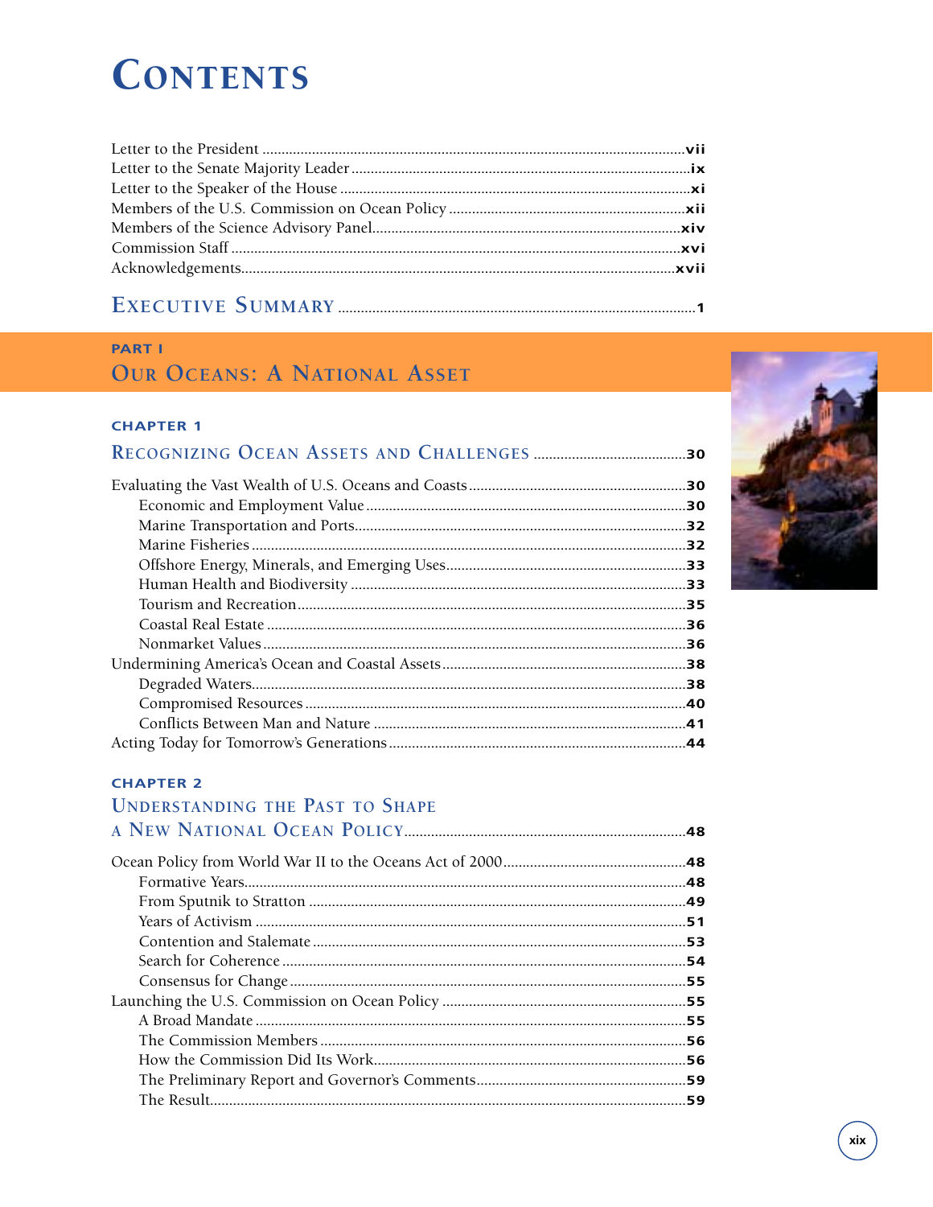# Contents

Letter to the President ....................vii
Letter to the Senate Majority Leader ....................ix
Letter to the Speaker of the House ....................xi
Members of the U.S. Commission on Ocean Policy ....................xii
Members of the Science Advisory Panel....................xiv
Commission Staff ....................xvi
Acknowledgements....................xvii

## Executive Summary ....................1

## Part I
## Our Oceans: A National Asset

### Chapter 1
### Recognizing Ocean Assets and Challenges ....................30

Evaluating the Vast Wealth of U.S. Oceans and Coasts ....................30
- Economic and Employment Value ....................30
- Marine Transportation and Ports....................32
- Marine Fisheries ....................32
- Offshore Energy, Minerals, and Emerging Uses....................33
- Human Health and Biodiversity ....................33
- Tourism and Recreation....................35
- Coastal Real Estate ....................36
- Nonmarket Values....................36

Undermining America's Ocean and Coastal Assets....................38
- Degraded Waters....................38
- Compromised Resources ....................40
- Conflicts Between Man and Nature ....................41

Acting Today for Tomorrow's Generations....................44

### Chapter 2
### Understanding the Past to Shape a New National Ocean Policy....................48

Ocean Policy from World War II to the Oceans Act of 2000....................48
- Formative Years....................48
- From Sputnik to Stratton ....................49
- Years of Activism ....................51
- Contention and Stalemate ....................53
- Search for Coherence ....................54
- Consensus for Change ....................55

Launching the U.S. Commission on Ocean Policy ....................55
- A Broad Mandate ....................55
- The Commission Members ....................56
- How the Commission Did Its Work....................56
- The Preliminary Report and Governor's Comments....................59
- The Result....................59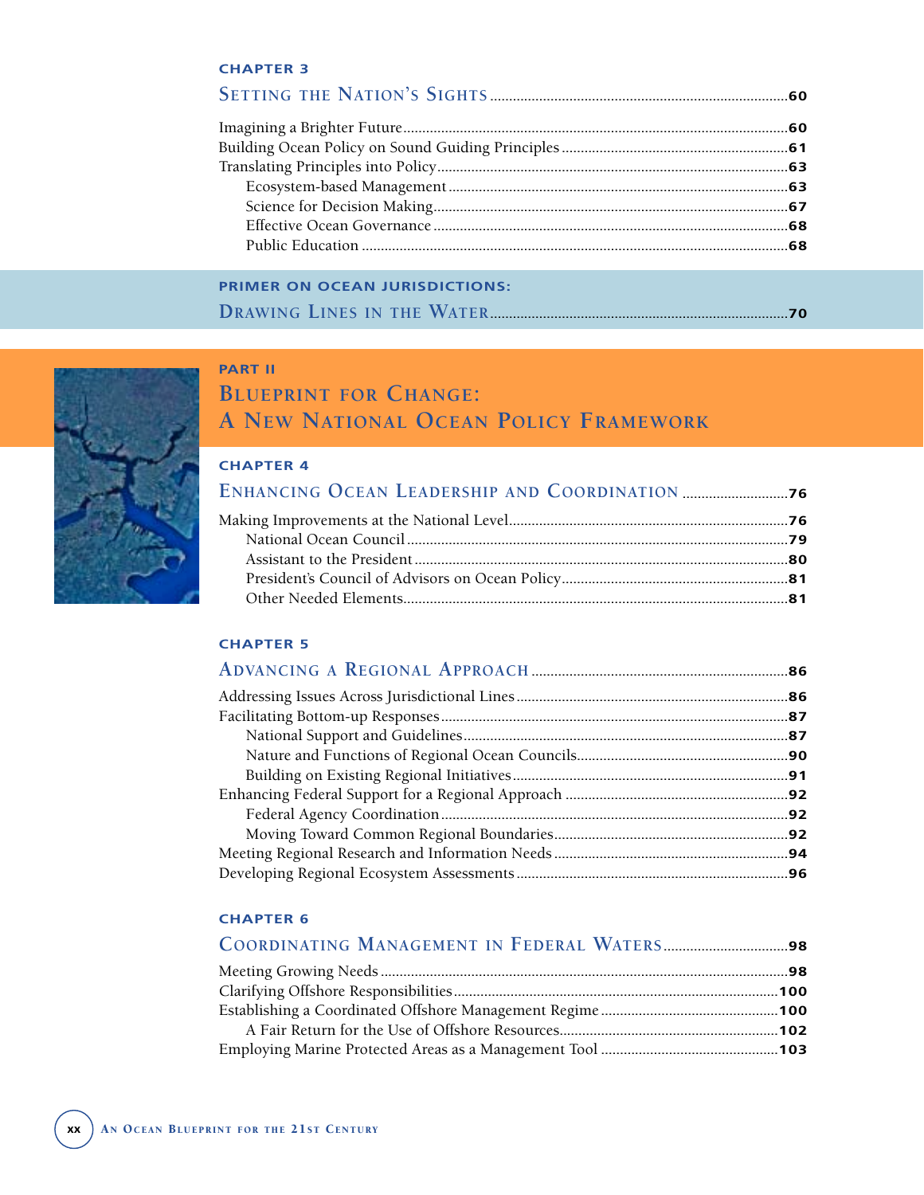### CHAPTER 3

## Setting the Nation's Sights .......... 60

Imagining a Brighter Future .......... 60
Building Ocean Policy on Sound Guiding Principles .......... 61
Translating Principles into Policy .......... 63
- Ecosystem-based Management .......... 63
- Science for Decision Making .......... 67
- Effective Ocean Governance .......... 68
- Public Education .......... 68

### PRIMER ON OCEAN JURISDICTIONS:

## Drawing Lines in the Water .......... 70

### PART II

# Blueprint for Change: A New National Ocean Policy Framework

### CHAPTER 4

## Enhancing Ocean Leadership and Coordination .......... 76

Making Improvements at the National Level .......... 76
- National Ocean Council .......... 79
- Assistant to the President .......... 80
- President's Council of Advisors on Ocean Policy .......... 81
- Other Needed Elements .......... 81

### CHAPTER 5

## Advancing a Regional Approach .......... 86

Addressing Issues Across Jurisdictional Lines .......... 86
Facilitating Bottom-up Responses .......... 87
- National Support and Guidelines .......... 87
- Nature and Functions of Regional Ocean Councils .......... 90
- Building on Existing Regional Initiatives .......... 91

Enhancing Federal Support for a Regional Approach .......... 92
- Federal Agency Coordination .......... 92
- Moving Toward Common Regional Boundaries .......... 92

Meeting Regional Research and Information Needs .......... 94
Developing Regional Ecosystem Assessments .......... 96

### CHAPTER 6

## Coordinating Management in Federal Waters .......... 98

Meeting Growing Needs .......... 98
Clarifying Offshore Responsibilities .......... 100
Establishing a Coordinated Offshore Management Regime .......... 100
- A Fair Return for the Use of Offshore Resources .......... 102

Employing Marine Protected Areas as a Management Tool .......... 103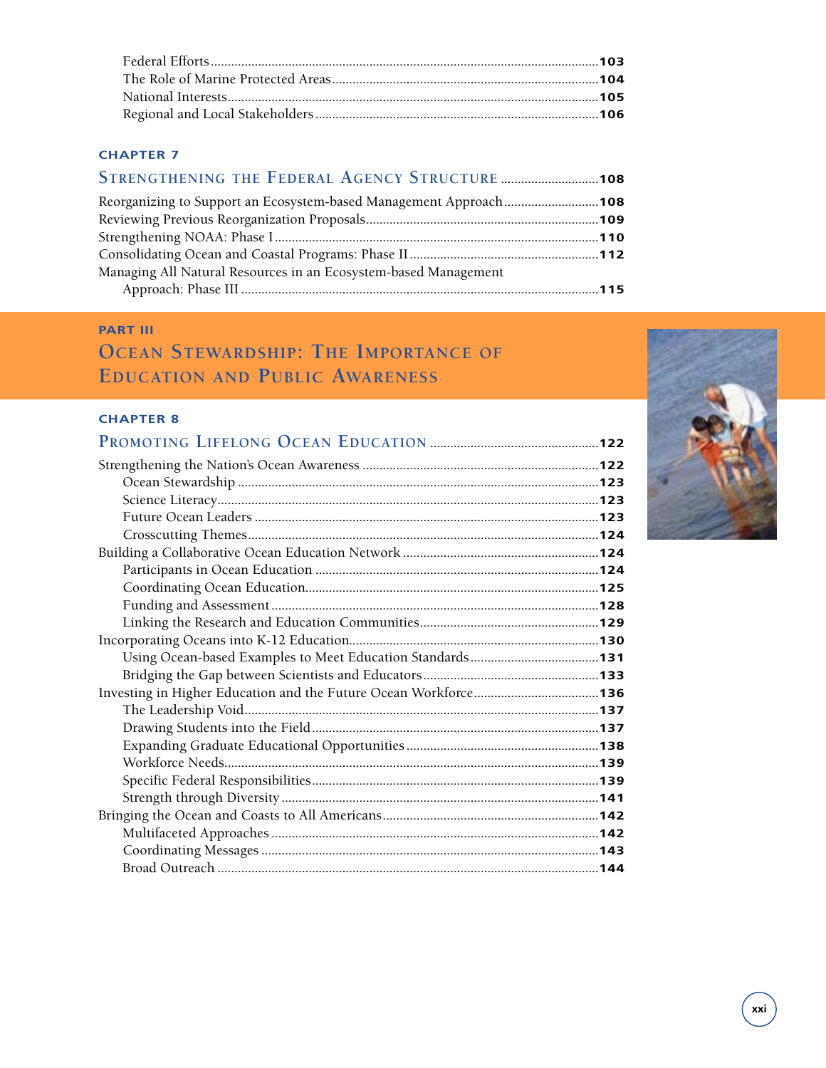Federal Efforts ..... 103
The Role of Marine Protected Areas ..... 104
National Interests ..... 105
Regional and Local Stakeholders ..... 106

## CHAPTER 7

## Strengthening the Federal Agency Structure ..... 108

Reorganizing to Support an Ecosystem-based Management Approach ..... 108
Reviewing Previous Reorganization Proposals ..... 109
Strengthening NOAA: Phase I ..... 110
Consolidating Ocean and Coastal Programs: Phase II ..... 112
Managing All Natural Resources in an Ecosystem-based Management Approach: Phase III ..... 115

# PART III

# Ocean Stewardship: The Importance of Education and Public Awareness

## CHAPTER 8

## Promoting Lifelong Ocean Education ..... 122

Strengthening the Nation's Ocean Awareness ..... 122
- Ocean Stewardship ..... 123
- Science Literacy ..... 123
- Future Ocean Leaders ..... 123
- Crosscutting Themes ..... 124

Building a Collaborative Ocean Education Network ..... 124
- Participants in Ocean Education ..... 124
- Coordinating Ocean Education ..... 125
- Funding and Assessment ..... 128
- Linking the Research and Education Communities ..... 129

Incorporating Oceans into K-12 Education ..... 130
- Using Ocean-based Examples to Meet Education Standards ..... 131
- Bridging the Gap between Scientists and Educators ..... 133

Investing in Higher Education and the Future Ocean Workforce ..... 136
- The Leadership Void ..... 137
- Drawing Students into the Field ..... 137
- Expanding Graduate Educational Opportunities ..... 138
- Workforce Needs ..... 139
- Specific Federal Responsibilities ..... 139
- Strength through Diversity ..... 141

Bringing the Ocean and Coasts to All Americans ..... 142
- Multifaceted Approaches ..... 142
- Coordinating Messages ..... 143
- Broad Outreach ..... 144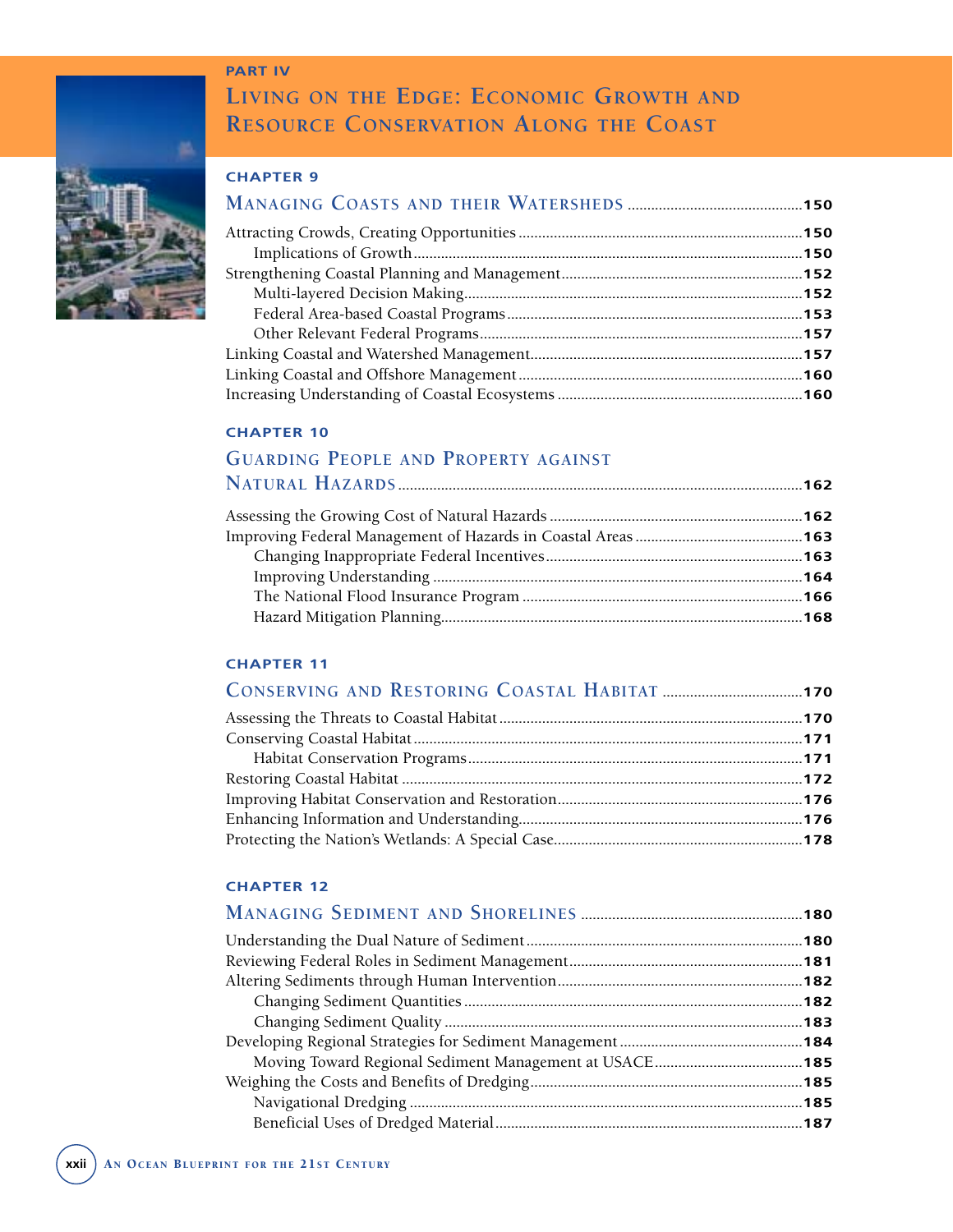## PART IV

# LIVING ON THE EDGE: ECONOMIC GROWTH AND RESOURCE CONSERVATION ALONG THE COAST

### CHAPTER 9

**MANAGING COASTS AND THEIR WATERSHEDS** .......... **150**

- Attracting Crowds, Creating Opportunities .......... **150**
  - Implications of Growth .......... **150**
- Strengthening Coastal Planning and Management .......... **152**
  - Multi-layered Decision Making .......... **152**
  - Federal Area-based Coastal Programs .......... **153**
  - Other Relevant Federal Programs .......... **157**
- Linking Coastal and Watershed Management .......... **157**
- Linking Coastal and Offshore Management .......... **160**
- Increasing Understanding of Coastal Ecosystems .......... **160**

### CHAPTER 10

**GUARDING PEOPLE AND PROPERTY AGAINST NATURAL HAZARDS** .......... **162**

- Assessing the Growing Cost of Natural Hazards .......... **162**
- Improving Federal Management of Hazards in Coastal Areas .......... **163**
  - Changing Inappropriate Federal Incentives .......... **163**
  - Improving Understanding .......... **164**
  - The National Flood Insurance Program .......... **166**
  - Hazard Mitigation Planning .......... **168**

### CHAPTER 11

**CONSERVING AND RESTORING COASTAL HABITAT** .......... **170**

- Assessing the Threats to Coastal Habitat .......... **170**
- Conserving Coastal Habitat .......... **171**
  - Habitat Conservation Programs .......... **171**
- Restoring Coastal Habitat .......... **172**
- Improving Habitat Conservation and Restoration .......... **176**
- Enhancing Information and Understanding .......... **176**
- Protecting the Nation's Wetlands: A Special Case .......... **178**

### CHAPTER 12

**MANAGING SEDIMENT AND SHORELINES** .......... **180**

- Understanding the Dual Nature of Sediment .......... **180**
- Reviewing Federal Roles in Sediment Management .......... **181**
- Altering Sediments through Human Intervention .......... **182**
  - Changing Sediment Quantities .......... **182**
  - Changing Sediment Quality .......... **183**
- Developing Regional Strategies for Sediment Management .......... **184**
  - Moving Toward Regional Sediment Management at USACE .......... **185**
- Weighing the Costs and Benefits of Dredging .......... **185**
  - Navigational Dredging .......... **185**
  - Beneficial Uses of Dredged Material .......... **187**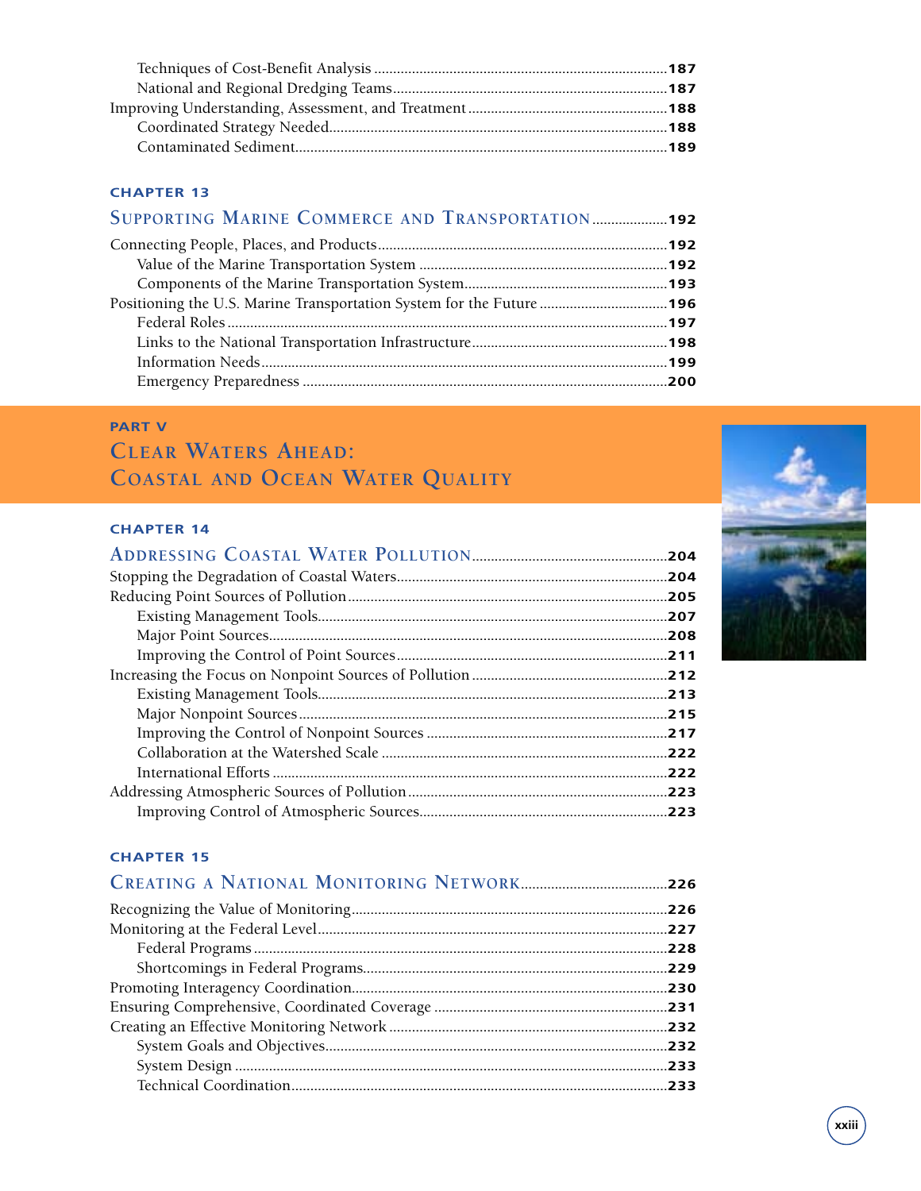Techniques of Cost-Benefit Analysis ............................................................................ **187**
National and Regional Dredging Teams ........................................................................ **187**
Improving Understanding, Assessment, and Treatment ...................................................... **188**
Coordinated Strategy Needed ...................................................................................... **188**
Contaminated Sediment .............................................................................................. **189**

## CHAPTER 13

## Supporting Marine Commerce and Transportation .................... 192

Connecting People, Places, and Products ........................................................................ **192**
Value of the Marine Transportation System ................................................................... **192**
Components of the Marine Transportation System ......................................................... **193**
Positioning the U.S. Marine Transportation System for the Future .................................. **196**
Federal Roles ............................................................................................................. **197**
Links to the National Transportation Infrastructure ....................................................... **198**
Information Needs ..................................................................................................... **199**
Emergency Preparedness ............................................................................................. **200**

# PART V

# Clear Waters Ahead: Coastal and Ocean Water Quality

## CHAPTER 14

## Addressing Coastal Water Pollution .................................................. 204

Stopping the Degradation of Coastal Waters .................................................................. **204**
Reducing Point Sources of Pollution .............................................................................. **205**
Existing Management Tools ........................................................................................ **207**
Major Point Sources ................................................................................................... **208**
Improving the Control of Point Sources ........................................................................ **211**
Increasing the Focus on Nonpoint Sources of Pollution .................................................. **212**
Existing Management Tools ........................................................................................ **213**
Major Nonpoint Sources .............................................................................................. **215**
Improving the Control of Nonpoint Sources ................................................................... **217**
Collaboration at the Watershed Scale ........................................................................... **222**
International Efforts ................................................................................................... **222**
Addressing Atmospheric Sources of Pollution ................................................................ **223**
Improving Control of Atmospheric Sources ................................................................... **223**

## CHAPTER 15

## Creating a National Monitoring Network ..................................... 226

Recognizing the Value of Monitoring ............................................................................. **226**
Monitoring at the Federal Level .................................................................................... **227**
Federal Programs ....................................................................................................... **228**
Shortcomings in Federal Programs ................................................................................ **229**
Promoting Interagency Coordination ............................................................................. **230**
Ensuring Comprehensive, Coordinated Coverage ........................................................... **231**
Creating an Effective Monitoring Network ..................................................................... **232**
System Goals and Objectives ....................................................................................... **232**
System Design ........................................................................................................... **233**
Technical Coordination ............................................................................................... **233**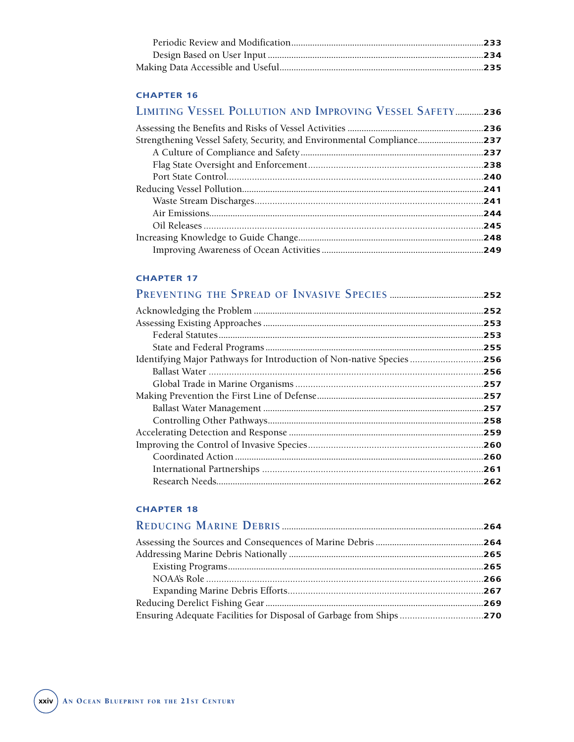Periodic Review and Modification ........ 233
Design Based on User Input ........ 234
Making Data Accessible and Useful ........ 235

**CHAPTER 16**

## Limiting Vessel Pollution and Improving Vessel Safety ........ 236

Assessing the Benefits and Risks of Vessel Activities ........ 236
Strengthening Vessel Safety, Security, and Environmental Compliance ........ 237
A Culture of Compliance and Safety ........ 237
Flag State Oversight and Enforcement ........ 238
Port State Control ........ 240
Reducing Vessel Pollution ........ 241
Waste Stream Discharges ........ 241
Air Emissions ........ 244
Oil Releases ........ 245
Increasing Knowledge to Guide Change ........ 248
Improving Awareness of Ocean Activities ........ 249

**CHAPTER 17**

## Preventing the Spread of Invasive Species ........ 252

Acknowledging the Problem ........ 252
Assessing Existing Approaches ........ 253
Federal Statutes ........ 253
State and Federal Programs ........ 255
Identifying Major Pathways for Introduction of Non-native Species ........ 256
Ballast Water ........ 256
Global Trade in Marine Organisms ........ 257
Making Prevention the First Line of Defense ........ 257
Ballast Water Management ........ 257
Controlling Other Pathways ........ 258
Accelerating Detection and Response ........ 259
Improving the Control of Invasive Species ........ 260
Coordinated Action ........ 260
International Partnerships ........ 261
Research Needs ........ 262

**CHAPTER 18**

## Reducing Marine Debris ........ 264

Assessing the Sources and Consequences of Marine Debris ........ 264
Addressing Marine Debris Nationally ........ 265
Existing Programs ........ 265
NOAA's Role ........ 266
Expanding Marine Debris Efforts ........ 267
Reducing Derelict Fishing Gear ........ 269
Ensuring Adequate Facilities for Disposal of Garbage from Ships ........ 270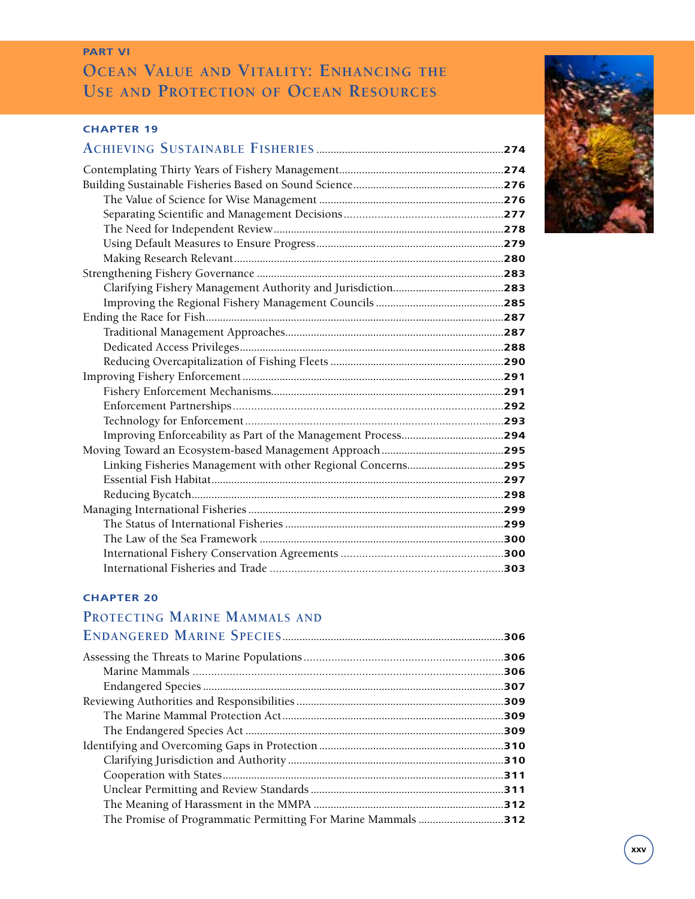## PART VI

# Ocean Value and Vitality: Enhancing the Use and Protection of Ocean Resources

### CHAPTER 19

## Achieving Sustainable Fisheries ....................274

Contemplating Thirty Years of Fishery Management....................274
Building Sustainable Fisheries Based on Sound Science....................276
- The Value of Science for Wise Management ....................276
- Separating Scientific and Management Decisions....................277
- The Need for Independent Review....................278
- Using Default Measures to Ensure Progress....................279
- Making Research Relevant....................280

Strengthening Fishery Governance....................283
- Clarifying Fishery Management Authority and Jurisdiction....................283
- Improving the Regional Fishery Management Councils ....................285

Ending the Race for Fish....................287
- Traditional Management Approaches....................287
- Dedicated Access Privileges....................288
- Reducing Overcapitalization of Fishing Fleets ....................290

Improving Fishery Enforcement ....................291
- Fishery Enforcement Mechanisms....................291
- Enforcement Partnerships....................292
- Technology for Enforcement ....................293
- Improving Enforceability as Part of the Management Process....................294

Moving Toward an Ecosystem-based Management Approach ....................295
- Linking Fisheries Management with other Regional Concerns....................295
- Essential Fish Habitat....................297
- Reducing Bycatch....................298

Managing International Fisheries ....................299
- The Status of International Fisheries ....................299
- The Law of the Sea Framework ....................300
- International Fishery Conservation Agreements ....................300
- International Fisheries and Trade ....................303

### CHAPTER 20

## Protecting Marine Mammals and Endangered Marine Species....................306

Assessing the Threats to Marine Populations ....................306
- Marine Mammals ....................306
- Endangered Species ....................307

Reviewing Authorities and Responsibilities ....................309
- The Marine Mammal Protection Act....................309
- The Endangered Species Act ....................309

Identifying and Overcoming Gaps in Protection ....................310
- Clarifying Jurisdiction and Authority ....................310
- Cooperation with States....................311
- Unclear Permitting and Review Standards ....................311
- The Meaning of Harassment in the MMPA ....................312
- The Promise of Programmatic Permitting For Marine Mammals ....................312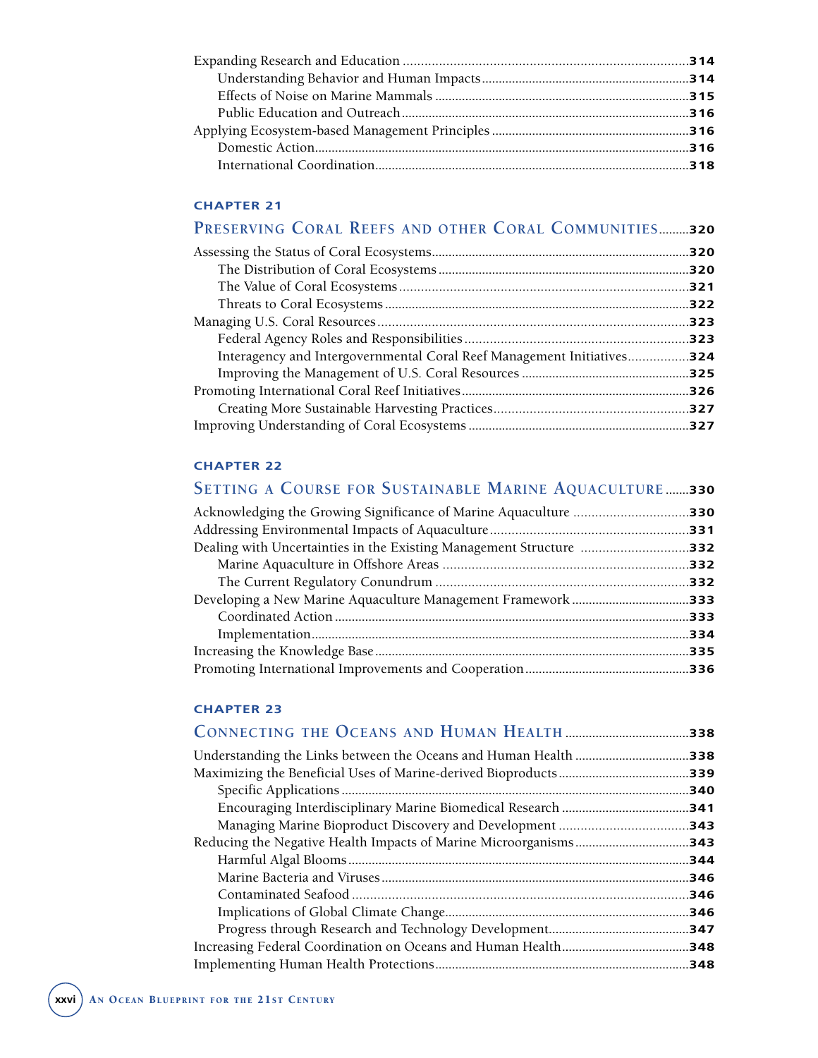Expanding Research and Education ....................................................................314
  Understanding Behavior and Human Impacts ..................................................314
  Effects of Noise on Marine Mammals ...............................................................315
  Public Education and Outreach .......................................................................316
Applying Ecosystem-based Management Principles ...........................................316
  Domestic Action ..............................................................................................316
  International Coordination .............................................................................318

## CHAPTER 21

## Preserving Coral Reefs and other Coral Communities .........320

Assessing the Status of Coral Ecosystems ..........................................................320
  The Distribution of Coral Ecosystems ..............................................................320
  The Value of Coral Ecosystems .......................................................................321
  Threats to Coral Ecosystems ...........................................................................322
Managing U.S. Coral Resources .........................................................................323
  Federal Agency Roles and Responsibilities ......................................................323
  Interagency and Intergovernmental Coral Reef Management Initiatives ...............324
  Improving the Management of U.S. Coral Resources .........................................325
Promoting International Coral Reef Initiatives ....................................................326
  Creating More Sustainable Harvesting Practices ...............................................327
Improving Understanding of Coral Ecosystems ....................................................327

## CHAPTER 22

## Setting a Course for Sustainable Marine Aquaculture .......330

Acknowledging the Growing Significance of Marine Aquaculture ..........................330
Addressing Environmental Impacts of Aquaculture ...............................................331
Dealing with Uncertainties in the Existing Management Structure .........................332
  Marine Aquaculture in Offshore Areas .............................................................332
  The Current Regulatory Conundrum .................................................................332
Developing a New Marine Aquaculture Management Framework ...........................333
  Coordinated Action ........................................................................................333
  Implementation ..............................................................................................334
Increasing the Knowledge Base ...........................................................................335
Promoting International Improvements and Cooperation ......................................336

## CHAPTER 23

## Connecting the Oceans and Human Health .....................................338

Understanding the Links between the Oceans and Human Health ..........................338
Maximizing the Beneficial Uses of Marine-derived Bioproducts ............................339
  Specific Applications ......................................................................................340
  Encouraging Interdisciplinary Marine Biomedical Research ..................................341
  Managing Marine Bioproduct Discovery and Development ....................................343
Reducing the Negative Health Impacts of Marine Microorganisms ..........................343
  Harmful Algal Blooms .....................................................................................344
  Marine Bacteria and Viruses ...........................................................................346
  Contaminated Seafood ....................................................................................346
  Implications of Global Climate Change ............................................................346
  Progress through Research and Technology Development ....................................347
Increasing Federal Coordination on Oceans and Human Health .............................348
Implementing Human Health Protections ............................................................348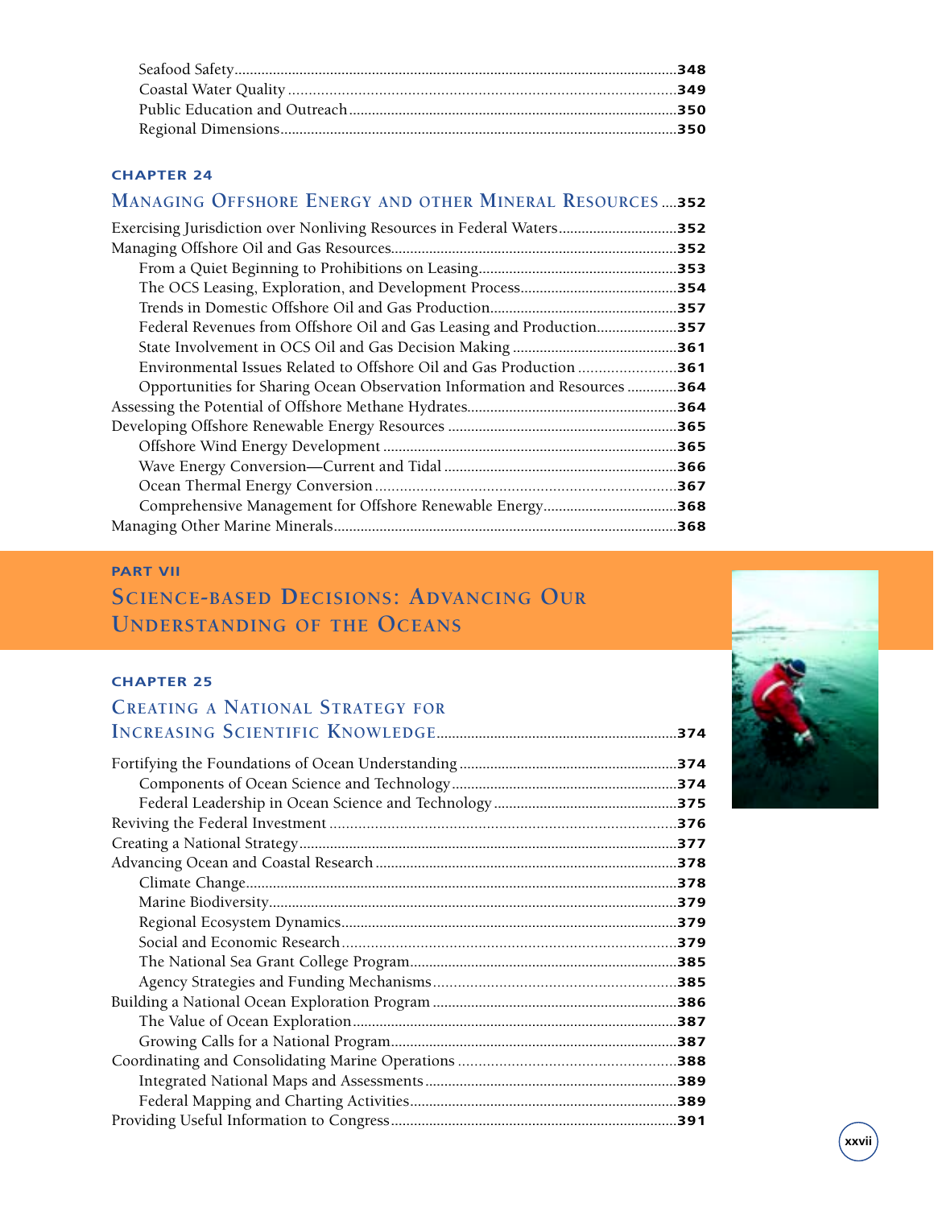Seafood Safety ..... 348
Coastal Water Quality ..... 349
Public Education and Outreach ..... 350
Regional Dimensions ..... 350

### CHAPTER 24

## Managing Offshore Energy and other Mineral Resources ..... 352

Exercising Jurisdiction over Nonliving Resources in Federal Waters ..... 352
Managing Offshore Oil and Gas Resources ..... 352
From a Quiet Beginning to Prohibitions on Leasing ..... 353
The OCS Leasing, Exploration, and Development Process ..... 354
Trends in Domestic Offshore Oil and Gas Production ..... 357
Federal Revenues from Offshore Oil and Gas Leasing and Production ..... 357
State Involvement in OCS Oil and Gas Decision Making ..... 361
Environmental Issues Related to Offshore Oil and Gas Production ..... 361
Opportunities for Sharing Ocean Observation Information and Resources ..... 364
Assessing the Potential of Offshore Methane Hydrates ..... 364
Developing Offshore Renewable Energy Resources ..... 365
Offshore Wind Energy Development ..... 365
Wave Energy Conversion—Current and Tidal ..... 366
Ocean Thermal Energy Conversion ..... 367
Comprehensive Management for Offshore Renewable Energy ..... 368
Managing Other Marine Minerals ..... 368

### PART VII

# Science-based Decisions: Advancing Our Understanding of the Oceans

### CHAPTER 25

## Creating a National Strategy for Increasing Scientific Knowledge ..... 374

Fortifying the Foundations of Ocean Understanding ..... 374
Components of Ocean Science and Technology ..... 374
Federal Leadership in Ocean Science and Technology ..... 375
Reviving the Federal Investment ..... 376
Creating a National Strategy ..... 377
Advancing Ocean and Coastal Research ..... 378
Climate Change ..... 378
Marine Biodiversity ..... 379
Regional Ecosystem Dynamics ..... 379
Social and Economic Research ..... 379
The National Sea Grant College Program ..... 385
Agency Strategies and Funding Mechanisms ..... 385
Building a National Ocean Exploration Program ..... 386
The Value of Ocean Exploration ..... 387
Growing Calls for a National Program ..... 387
Coordinating and Consolidating Marine Operations ..... 388
Integrated National Maps and Assessments ..... 389
Federal Mapping and Charting Activities ..... 389
Providing Useful Information to Congress ..... 391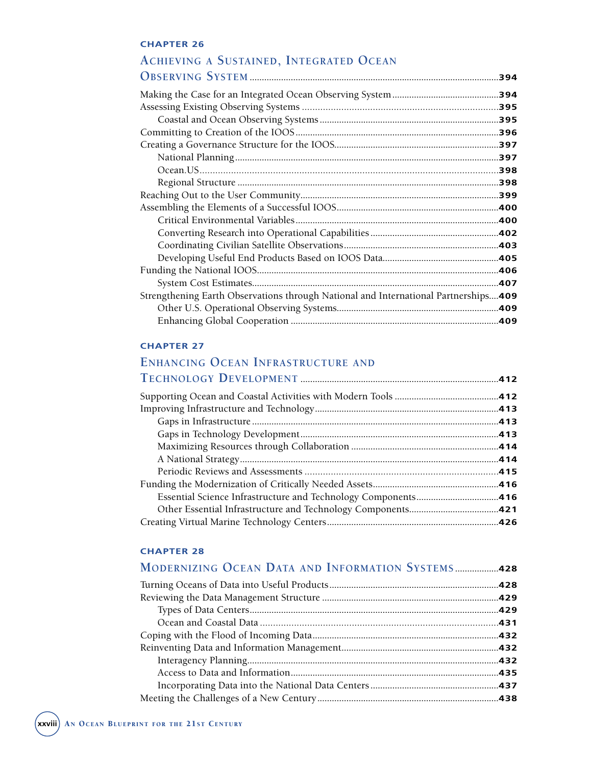### CHAPTER 26

## Achieving a Sustained, Integrated Ocean Observing System ..... 394

Making the Case for an Integrated Ocean Observing System ..... 394
Assessing Existing Observing Systems ..... 395
  Coastal and Ocean Observing Systems ..... 395
Committing to Creation of the IOOS ..... 396
Creating a Governance Structure for the IOOS ..... 397
  National Planning ..... 397
  Ocean.US ..... 398
  Regional Structure ..... 398
Reaching Out to the User Community ..... 399
Assembling the Elements of a Successful IOOS ..... 400
  Critical Environmental Variables ..... 400
  Converting Research into Operational Capabilities ..... 402
  Coordinating Civilian Satellite Observations ..... 403
  Developing Useful End Products Based on IOOS Data ..... 405
Funding the National IOOS ..... 406
  System Cost Estimates ..... 407
Strengthening Earth Observations through National and International Partnerships ..... 409
  Other U.S. Operational Observing Systems ..... 409
  Enhancing Global Cooperation ..... 409

### CHAPTER 27

## Enhancing Ocean Infrastructure and Technology Development ..... 412

Supporting Ocean and Coastal Activities with Modern Tools ..... 412
Improving Infrastructure and Technology ..... 413
  Gaps in Infrastructure ..... 413
  Gaps in Technology Development ..... 413
  Maximizing Resources through Collaboration ..... 414
  A National Strategy ..... 414
  Periodic Reviews and Assessments ..... 415
Funding the Modernization of Critically Needed Assets ..... 416
  Essential Science Infrastructure and Technology Components ..... 416
  Other Essential Infrastructure and Technology Components ..... 421
Creating Virtual Marine Technology Centers ..... 426

### CHAPTER 28

## Modernizing Ocean Data and Information Systems ..... 428

Turning Oceans of Data into Useful Products ..... 428
Reviewing the Data Management Structure ..... 429
  Types of Data Centers ..... 429
  Ocean and Coastal Data ..... 431
Coping with the Flood of Incoming Data ..... 432
Reinventing Data and Information Management ..... 432
  Interagency Planning ..... 432
  Access to Data and Information ..... 435
  Incorporating Data into the National Data Centers ..... 437
Meeting the Challenges of a New Century ..... 438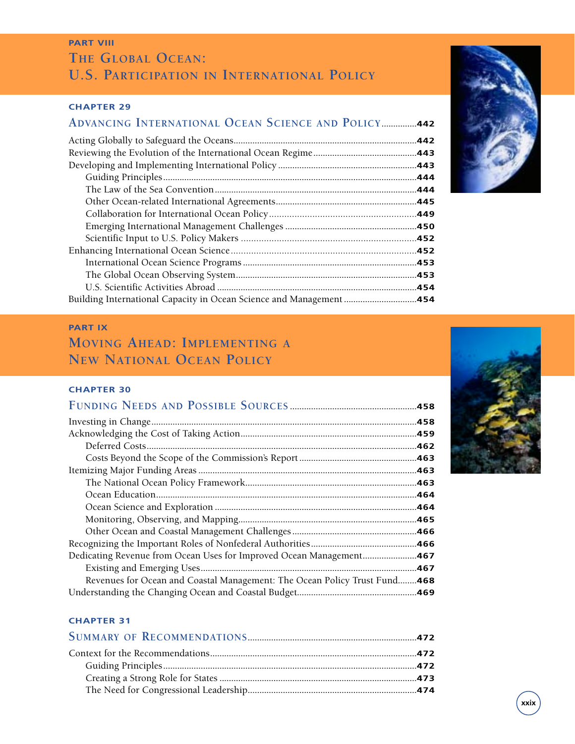## PART VIII

# The Global Ocean: U.S. Participation in International Policy

### CHAPTER 29

## Advancing International Ocean Science and Policy ..............442

- Acting Globally to Safeguard the Oceans ..............442
- Reviewing the Evolution of the International Ocean Regime ..............443
- Developing and Implementing International Policy ..............443
  - Guiding Principles ..............444
  - The Law of the Sea Convention ..............444
  - Other Ocean-related International Agreements ..............445
  - Collaboration for International Ocean Policy ..............449
  - Emerging International Management Challenges ..............450
  - Scientific Input to U.S. Policy Makers ..............452
- Enhancing International Ocean Science ..............452
  - International Ocean Science Programs ..............453
  - The Global Ocean Observing System ..............453
  - U.S. Scientific Activities Abroad ..............454
- Building International Capacity in Ocean Science and Management ..............454

## PART IX

# Moving Ahead: Implementing a New National Ocean Policy

### CHAPTER 30

## Funding Needs and Possible Sources ..............458

- Investing in Change ..............458
- Acknowledging the Cost of Taking Action ..............459
  - Deferred Costs ..............462
  - Costs Beyond the Scope of the Commission's Report ..............463
- Itemizing Major Funding Areas ..............463
  - The National Ocean Policy Framework ..............463
  - Ocean Education ..............464
  - Ocean Science and Exploration ..............464
  - Monitoring, Observing, and Mapping ..............465
  - Other Ocean and Coastal Management Challenges ..............466
- Recognizing the Important Roles of Nonfederal Authorities ..............466
- Dedicating Revenue from Ocean Uses for Improved Ocean Management ..............467
  - Existing and Emerging Uses ..............467
  - Revenues for Ocean and Coastal Management: The Ocean Policy Trust Fund ..............468
- Understanding the Changing Ocean and Coastal Budget ..............469

### CHAPTER 31

## Summary of Recommendations ..............472

- Context for the Recommendations ..............472
  - Guiding Principles ..............472
  - Creating a Strong Role for States ..............473
  - The Need for Congressional Leadership ..............474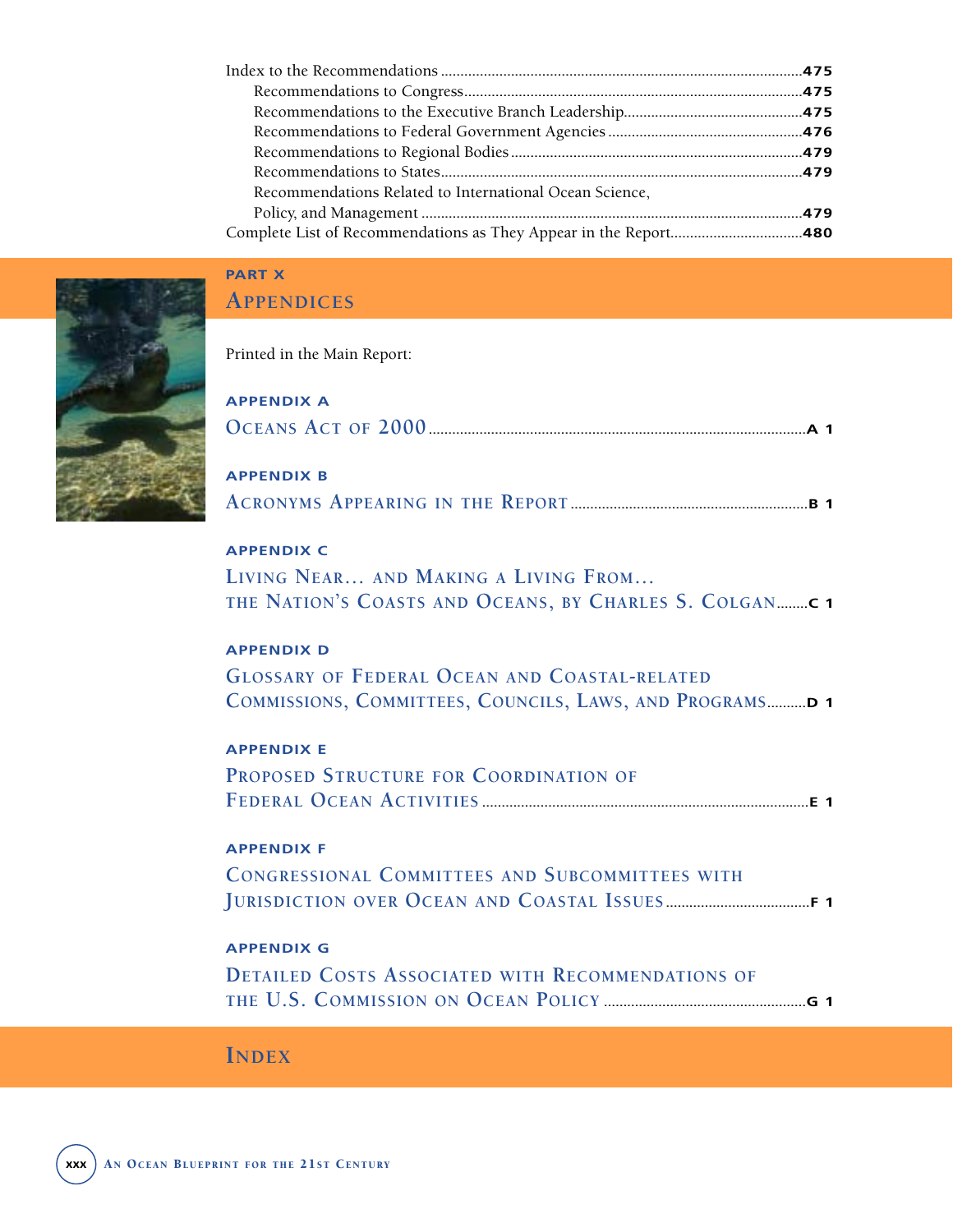Index to the Recommendations ........................................ 475
- Recommendations to Congress ........................................ 475
- Recommendations to the Executive Branch Leadership ........................................ 475
- Recommendations to Federal Government Agencies ........................................ 476
- Recommendations to Regional Bodies ........................................ 479
- Recommendations to States ........................................ 479
- Recommendations Related to International Ocean Science, Policy, and Management ........................................ 479

Complete List of Recommendations as They Appear in the Report ........................................ 480

# PART X
# Appendices

Printed in the Main Report:

## APPENDIX A
**Oceans Act of 2000** ........................................ A 1

## APPENDIX B
**Acronyms Appearing in the Report** ........................................ B 1

## APPENDIX C
**Living Near… and Making a Living From… the Nation's Coasts and Oceans, by Charles S. Colgan** ........................................ C 1

## APPENDIX D
**Glossary of Federal Ocean and Coastal-related Commissions, Committees, Councils, Laws, and Programs** ........................................ D 1

## APPENDIX E
**Proposed Structure for Coordination of Federal Ocean Activities** ........................................ E 1

## APPENDIX F
**Congressional Committees and Subcommittees with Jurisdiction over Ocean and Coastal Issues** ........................................ F 1

## APPENDIX G
**Detailed Costs Associated with Recommendations of the U.S. Commission on Ocean Policy** ........................................ G 1

# Index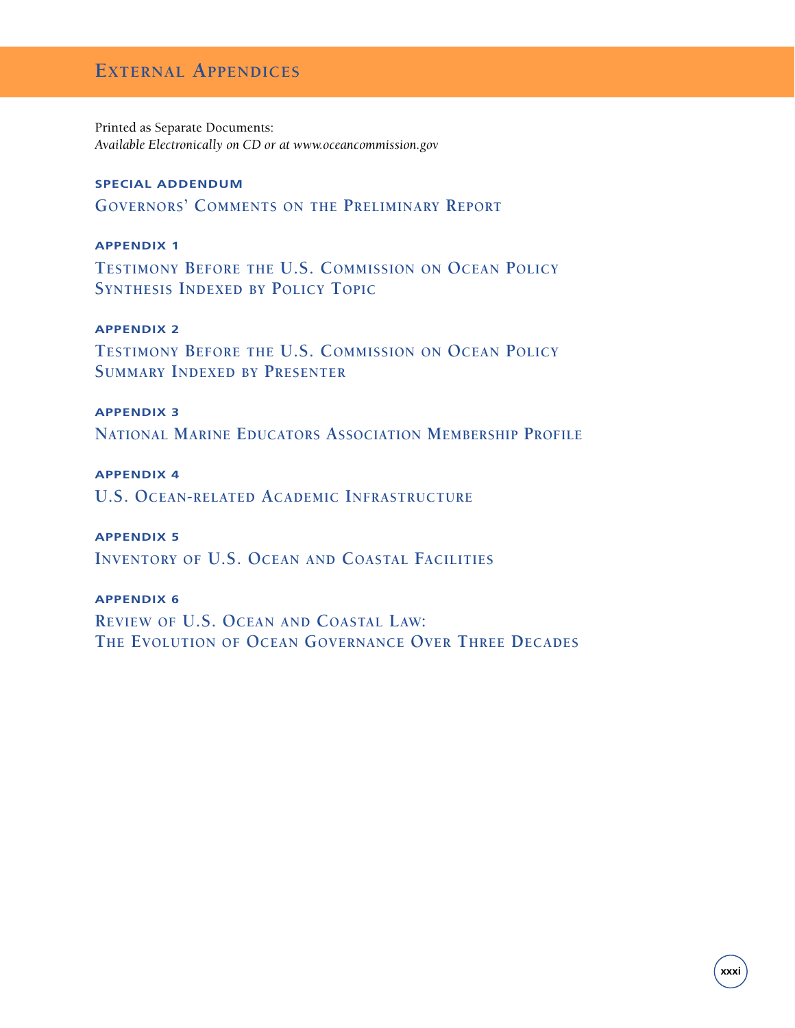# External Appendices

Printed as Separate Documents:
*Available Electronically on CD or at www.oceancommission.gov*

**SPECIAL ADDENDUM**

## Governors' Comments on the Preliminary Report

**APPENDIX 1**

## Testimony Before the U.S. Commission on Ocean Policy Synthesis Indexed by Policy Topic

**APPENDIX 2**

## Testimony Before the U.S. Commission on Ocean Policy Summary Indexed by Presenter

**APPENDIX 3**

## National Marine Educators Association Membership Profile

**APPENDIX 4**

## U.S. Ocean-related Academic Infrastructure

**APPENDIX 5**

## Inventory of U.S. Ocean and Coastal Facilities

**APPENDIX 6**

## Review of U.S. Ocean and Coastal Law: The Evolution of Ocean Governance Over Three Decades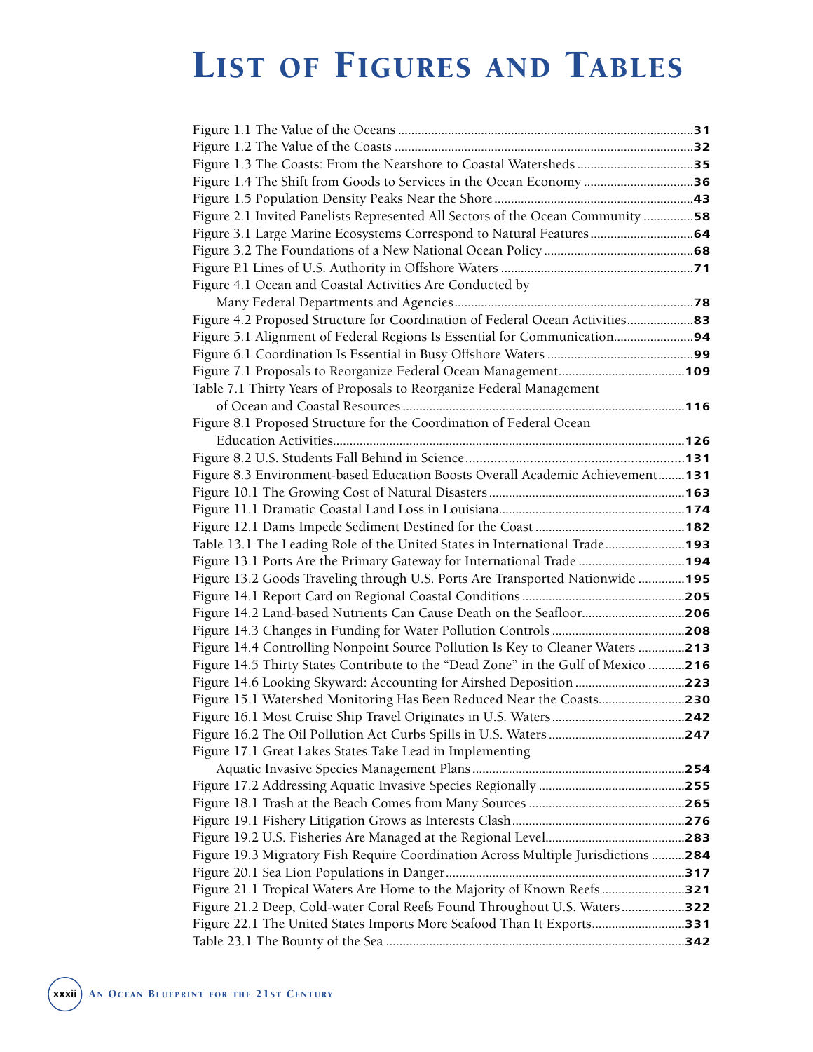# List of Figures and Tables

Figure 1.1 The Value of the Oceans ........................................................................................31
Figure 1.2 The Value of the Coasts ........................................................................................32
Figure 1.3 The Coasts: From the Nearshore to Coastal Watersheds ..................................35
Figure 1.4 The Shift from Goods to Services in the Ocean Economy ................................36
Figure 1.5 Population Density Peaks Near the Shore ..........................................................43
Figure 2.1 Invited Panelists Represented All Sectors of the Ocean Community ...............58
Figure 3.1 Large Marine Ecosystems Correspond to Natural Features ...............................64
Figure 3.2 The Foundations of a New National Ocean Policy ............................................68
Figure P.1 Lines of U.S. Authority in Offshore Waters .........................................................71
Figure 4.1 Ocean and Coastal Activities Are Conducted by Many Federal Departments and Agencies .......................................................................78
Figure 4.2 Proposed Structure for Coordination of Federal Ocean Activities....................83
Figure 5.1 Alignment of Federal Regions Is Essential for Communication........................94
Figure 6.1 Coordination Is Essential in Busy Offshore Waters ............................................99
Figure 7.1 Proposals to Reorganize Federal Ocean Management......................................109
Table 7.1 Thirty Years of Proposals to Reorganize Federal Management of Ocean and Coastal Resources ....................................................................................116
Figure 8.1 Proposed Structure for the Coordination of Federal Ocean Education Activities.........................................................................................................126
Figure 8.2 U.S. Students Fall Behind in Science ...............................................................131
Figure 8.3 Environment-based Education Boosts Overall Academic Achievement........131
Figure 10.1 The Growing Cost of Natural Disasters ..........................................................163
Figure 11.1 Dramatic Coastal Land Loss in Louisiana.......................................................174
Figure 12.1 Dams Impede Sediment Destined for the Coast ............................................182
Table 13.1 The Leading Role of the United States in International Trade........................193
Figure 13.1 Ports Are the Primary Gateway for International Trade ................................194
Figure 13.2 Goods Traveling through U.S. Ports Are Transported Nationwide ..............195
Figure 14.1 Report Card on Regional Coastal Conditions .................................................205
Figure 14.2 Land-based Nutrients Can Cause Death on the Seafloor...............................206
Figure 14.3 Changes in Funding for Water Pollution Controls ........................................208
Figure 14.4 Controlling Nonpoint Source Pollution Is Key to Cleaner Waters ..............213
Figure 14.5 Thirty States Contribute to the "Dead Zone" in the Gulf of Mexico ...........216
Figure 14.6 Looking Skyward: Accounting for Airshed Deposition .................................223
Figure 15.1 Watershed Monitoring Has Been Reduced Near the Coasts..........................230
Figure 16.1 Most Cruise Ship Travel Originates in U.S. Waters........................................242
Figure 16.2 The Oil Pollution Act Curbs Spills in U.S. Waters .........................................247
Figure 17.1 Great Lakes States Take Lead in Implementing Aquatic Invasive Species Management Plans ...............................................................254
Figure 17.2 Addressing Aquatic Invasive Species Regionally ............................................255
Figure 18.1 Trash at the Beach Comes from Many Sources ...............................................265
Figure 19.1 Fishery Litigation Grows as Interests Clash....................................................276
Figure 19.2 U.S. Fisheries Are Managed at the Regional Level..........................................283
Figure 19.3 Migratory Fish Require Coordination Across Multiple Jurisdictions ..........284
Figure 20.1 Sea Lion Populations in Danger.......................................................................317
Figure 21.1 Tropical Waters Are Home to the Majority of Known Reefs .........................321
Figure 21.2 Deep, Cold-water Coral Reefs Found Throughout U.S. Waters...................322
Figure 22.1 The United States Imports More Seafood Than It Exports............................331
Table 23.1 The Bounty of the Sea .........................................................................................342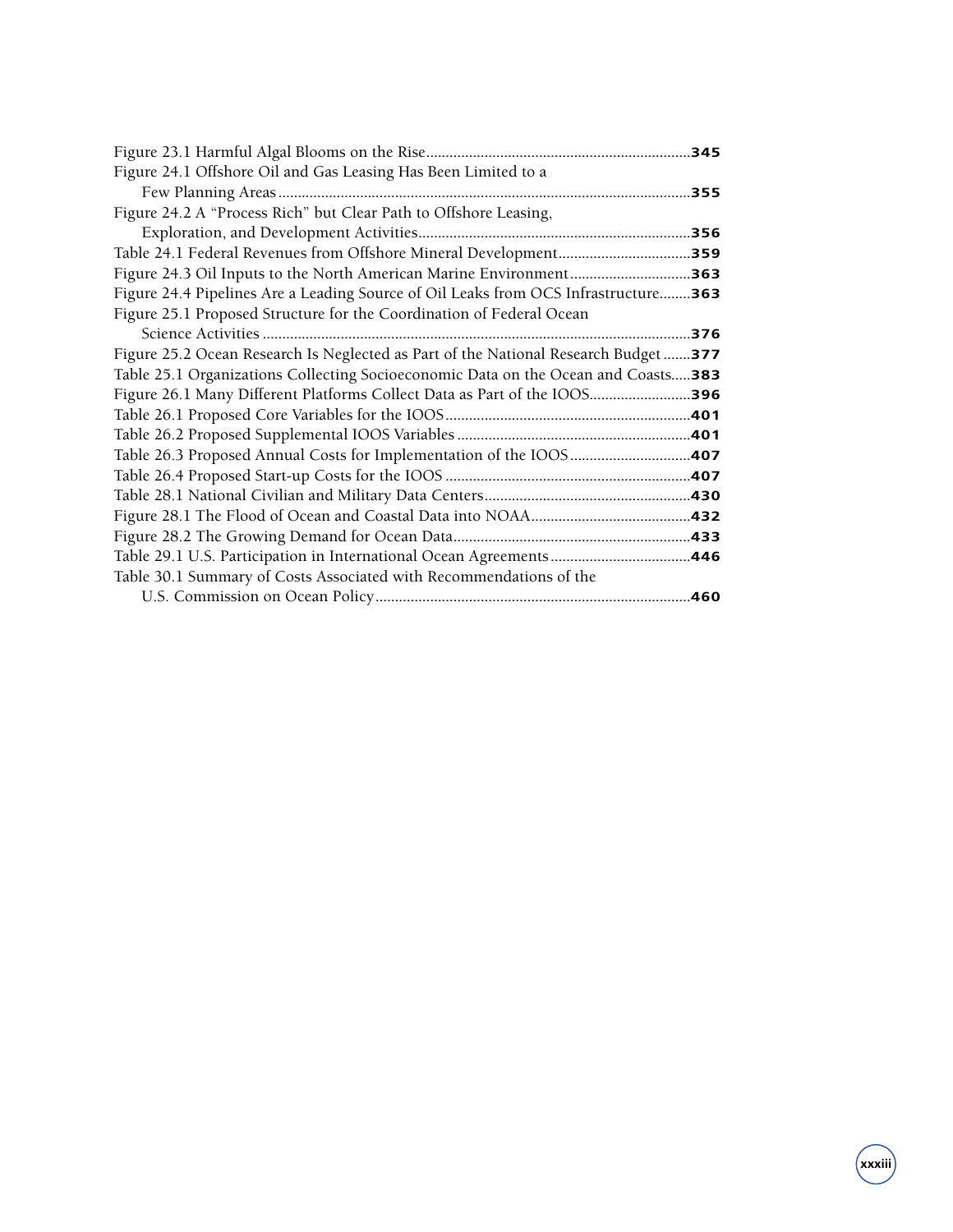Figure 23.1 Harmful Algal Blooms on the Rise....................................................................**345**

Figure 24.1 Offshore Oil and Gas Leasing Has Been Limited to a Few Planning Areas..........................................................................................................**355**

Figure 24.2 A "Process Rich" but Clear Path to Offshore Leasing, Exploration, and Development Activities.....................................................................**356**

Table 24.1 Federal Revenues from Offshore Mineral Development..................................**359**

Figure 24.3 Oil Inputs to the North American Marine Environment...............................**363**

Figure 24.4 Pipelines Are a Leading Source of Oil Leaks from OCS Infrastructure........**363**

Figure 25.1 Proposed Structure for the Coordination of Federal Ocean Science Activities .............................................................................................................**376**

Figure 25.2 Ocean Research Is Neglected as Part of the National Research Budget .......**377**

Table 25.1 Organizations Collecting Socioeconomic Data on the Ocean and Coasts.....**383**

Figure 26.1 Many Different Platforms Collect Data as Part of the IOOS..........................**396**

Table 26.1 Proposed Core Variables for the IOOS..............................................................**401**

Table 26.2 Proposed Supplemental IOOS Variables ...........................................................**401**

Table 26.3 Proposed Annual Costs for Implementation of the IOOS ...............................**407**

Table 26.4 Proposed Start-up Costs for the IOOS ..............................................................**407**

Table 28.1 National Civilian and Military Data Centers.....................................................**430**

Figure 28.1 The Flood of Ocean and Coastal Data into NOAA.........................................**432**

Figure 28.2 The Growing Demand for Ocean Data............................................................**433**

Table 29.1 U.S. Participation in International Ocean Agreements....................................**446**

Table 30.1 Summary of Costs Associated with Recommendations of the U.S. Commission on Ocean Policy................................................................................**460**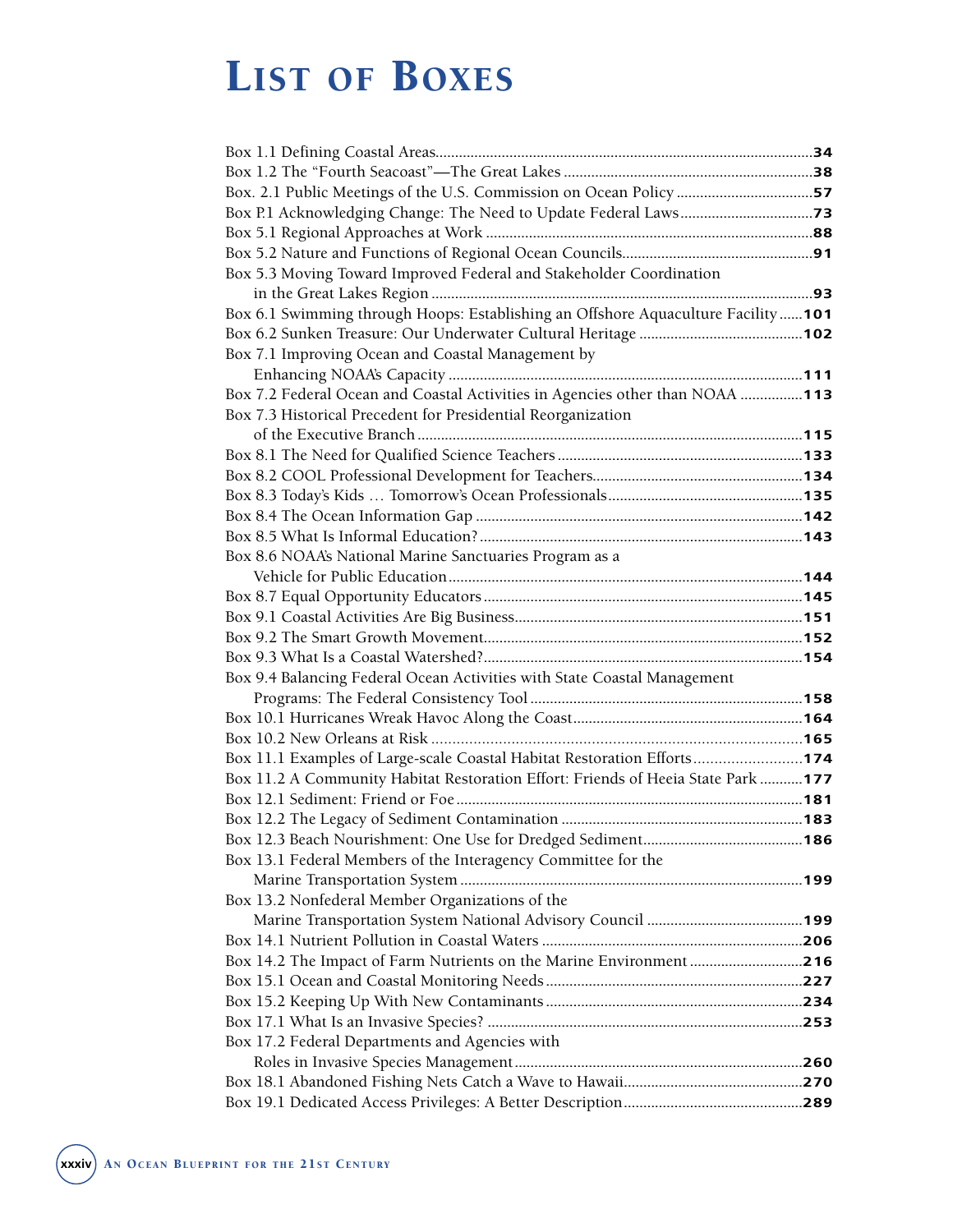# List of Boxes

Box 1.1 Defining Coastal Areas....................................................................................................34
Box 1.2 The "Fourth Seacoast"—The Great Lakes ..................................................................38
Box. 2.1 Public Meetings of the U.S. Commission on Ocean Policy .....................................57
Box P.1 Acknowledging Change: The Need to Update Federal Laws....................................73
Box 5.1 Regional Approaches at Work .......................................................................................88
Box 5.2 Nature and Functions of Regional Ocean Councils...................................................91
Box 5.3 Moving Toward Improved Federal and Stakeholder Coordination in the Great Lakes Region ...................................................................................................93
Box 6.1 Swimming through Hoops: Establishing an Offshore Aquaculture Facility......101
Box 6.2 Sunken Treasure: Our Underwater Cultural Heritage ..........................................102
Box 7.1 Improving Ocean and Coastal Management by Enhancing NOAA's Capacity ............................................................................................111
Box 7.2 Federal Ocean and Coastal Activities in Agencies other than NOAA ................113
Box 7.3 Historical Precedent for Presidential Reorganization of the Executive Branch ...................................................................................................115
Box 8.1 The Need for Qualified Science Teachers ..................................................................133
Box 8.2 COOL Professional Development for Teachers.........................................................134
Box 8.3 Today's Kids … Tomorrow's Ocean Professionals.....................................................135
Box 8.4 The Ocean Information Gap .......................................................................................142
Box 8.5 What Is Informal Education? ......................................................................................143
Box 8.6 NOAA's National Marine Sanctuaries Program as a Vehicle for Public Education..........................................................................................144
Box 8.7 Equal Opportunity Educators .....................................................................................145
Box 9.1 Coastal Activities Are Big Business............................................................................151
Box 9.2 The Smart Growth Movement.....................................................................................152
Box 9.3 What Is a Coastal Watershed?.....................................................................................154
Box 9.4 Balancing Federal Ocean Activities with State Coastal Management Programs: The Federal Consistency Tool ....................................................................158
Box 10.1 Hurricanes Wreak Havoc Along the Coast...............................................................164
Box 10.2 New Orleans at Risk ...................................................................................................165
Box 11.1 Examples of Large-scale Coastal Habitat Restoration Efforts...............................174
Box 11.2 A Community Habitat Restoration Effort: Friends of Heeia State Park ...........177
Box 12.1 Sediment: Friend or Foe.............................................................................................181
Box 12.2 The Legacy of Sediment Contamination ..................................................................183
Box 12.3 Beach Nourishment: One Use for Dredged Sediment.............................................186
Box 13.1 Federal Members of the Interagency Committee for the Marine Transportation System ........................................................................................199
Box 13.2 Nonfederal Member Organizations of the Marine Transportation System National Advisory Council ........................................199
Box 14.1 Nutrient Pollution in Coastal Waters .......................................................................206
Box 14.2 The Impact of Farm Nutrients on the Marine Environment .............................216
Box 15.1 Ocean and Coastal Monitoring Needs......................................................................227
Box 15.2 Keeping Up With New Contaminants ......................................................................234
Box 17.1 What Is an Invasive Species? .....................................................................................253
Box 17.2 Federal Departments and Agencies with Roles in Invasive Species Management............................................................................260
Box 18.1 Abandoned Fishing Nets Catch a Wave to Hawaii..................................................270
Box 19.1 Dedicated Access Privileges: A Better Description..................................................289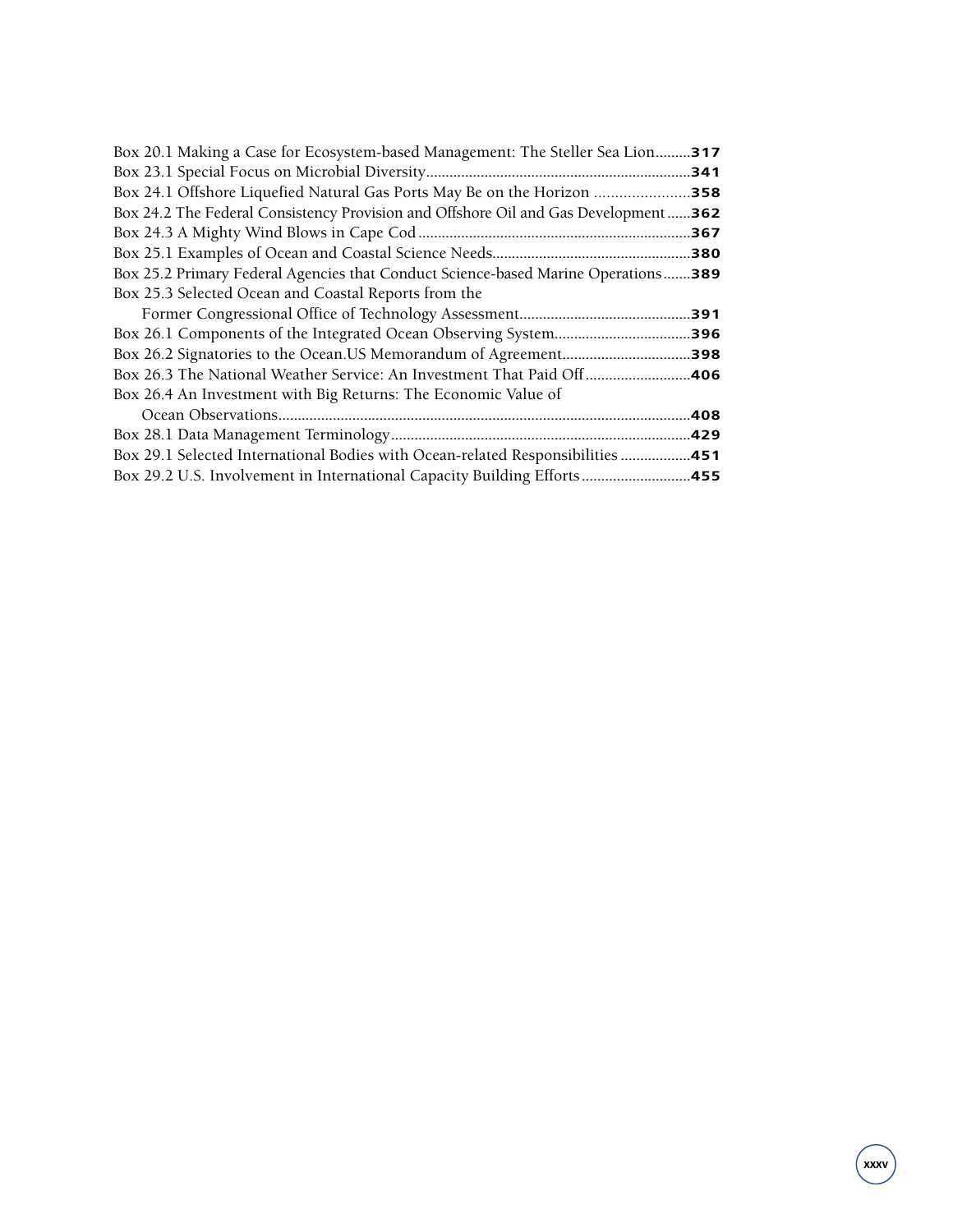Box 20.1 Making a Case for Ecosystem-based Management: The Steller Sea Lion.........**317**
Box 23.1 Special Focus on Microbial Diversity...................................................................**341**
Box 24.1 Offshore Liquefied Natural Gas Ports May Be on the Horizon .......................**358**
Box 24.2 The Federal Consistency Provision and Offshore Oil and Gas Development......**362**
Box 24.3 A Mighty Wind Blows in Cape Cod.....................................................................**367**
Box 25.1 Examples of Ocean and Coastal Science Needs..................................................**380**
Box 25.2 Primary Federal Agencies that Conduct Science-based Marine Operations.......**389**
Box 25.3 Selected Ocean and Coastal Reports from the
Former Congressional Office of Technology Assessment............................................**391**
Box 26.1 Components of the Integrated Ocean Observing System..................................**396**
Box 26.2 Signatories to the Ocean.US Memorandum of Agreement................................**398**
Box 26.3 The National Weather Service: An Investment That Paid Off..........................**406**
Box 26.4 An Investment with Big Returns: The Economic Value of
Ocean Observations.........................................................................................................**408**
Box 28.1 Data Management Terminology............................................................................**429**
Box 29.1 Selected International Bodies with Ocean-related Responsibilities ..................**451**
Box 29.2 U.S. Involvement in International Capacity Building Efforts............................**455**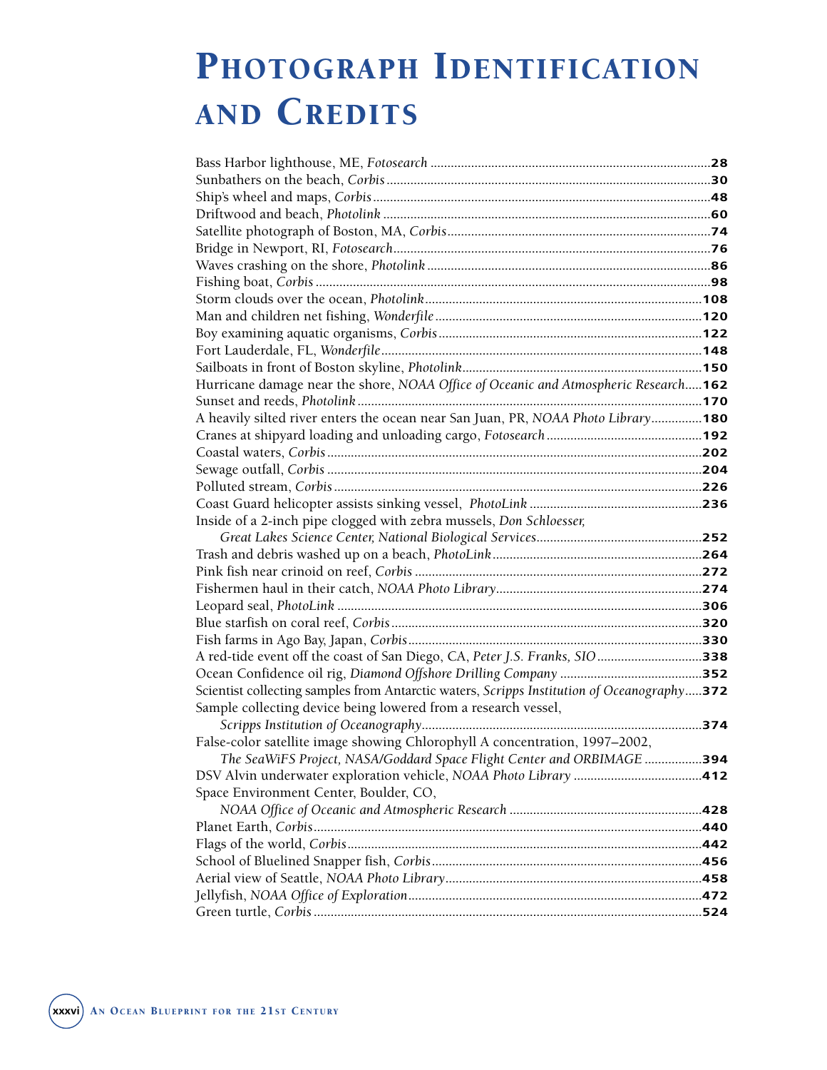# Photograph Identification and Credits

Bass Harbor lighthouse, ME, *Fotosearch* ..... **28**
Sunbathers on the beach, *Corbis* ..... **30**
Ship's wheel and maps, *Corbis* ..... **48**
Driftwood and beach, *Photolink* ..... **60**
Satellite photograph of Boston, MA, *Corbis* ..... **74**
Bridge in Newport, RI, *Fotosearch* ..... **76**
Waves crashing on the shore, *Photolink* ..... **86**
Fishing boat, *Corbis* ..... **98**
Storm clouds over the ocean, *Photolink* ..... **108**
Man and children net fishing, *Wonderfile* ..... **120**
Boy examining aquatic organisms, *Corbis* ..... **122**
Fort Lauderdale, FL, *Wonderfile* ..... **148**
Sailboats in front of Boston skyline, *Photolink* ..... **150**
Hurricane damage near the shore, *NOAA Office of Oceanic and Atmospheric Research* ..... **162**
Sunset and reeds, *Photolink* ..... **170**
A heavily silted river enters the ocean near San Juan, PR, *NOAA Photo Library* ..... **180**
Cranes at shipyard loading and unloading cargo, *Fotosearch* ..... **192**
Coastal waters, *Corbis* ..... **202**
Sewage outfall, *Corbis* ..... **204**
Polluted stream, *Corbis* ..... **226**
Coast Guard helicopter assists sinking vessel, *PhotoLink* ..... **236**
Inside of a 2-inch pipe clogged with zebra mussels, *Don Schloesser, Great Lakes Science Center, National Biological Services* ..... **252**
Trash and debris washed up on a beach, *PhotoLink* ..... **264**
Pink fish near crinoid on reef, *Corbis* ..... **272**
Fishermen haul in their catch, *NOAA Photo Library* ..... **274**
Leopard seal, *PhotoLink* ..... **306**
Blue starfish on coral reef, *Corbis* ..... **320**
Fish farms in Ago Bay, Japan, *Corbis* ..... **330**
A red-tide event off the coast of San Diego, CA, *Peter J.S. Franks, SIO* ..... **338**
Ocean Confidence oil rig, *Diamond Offshore Drilling Company* ..... **352**
Scientist collecting samples from Antarctic waters, *Scripps Institution of Oceanography* ..... **372**
Sample collecting device being lowered from a research vessel, *Scripps Institution of Oceanography* ..... **374**
False-color satellite image showing Chlorophyll A concentration, 1997–2002, *The SeaWiFS Project, NASA/Goddard Space Flight Center and ORBIMAGE* ..... **394**
DSV Alvin underwater exploration vehicle, *NOAA Photo Library* ..... **412**
Space Environment Center, Boulder, CO, *NOAA Office of Oceanic and Atmospheric Research* ..... **428**
Planet Earth, *Corbis* ..... **440**
Flags of the world, *Corbis* ..... **442**
School of Bluelined Snapper fish, *Corbis* ..... **456**
Aerial view of Seattle, *NOAA Photo Library* ..... **458**
Jellyfish, *NOAA Office of Exploration* ..... **472**
Green turtle, *Corbis* ..... **524**